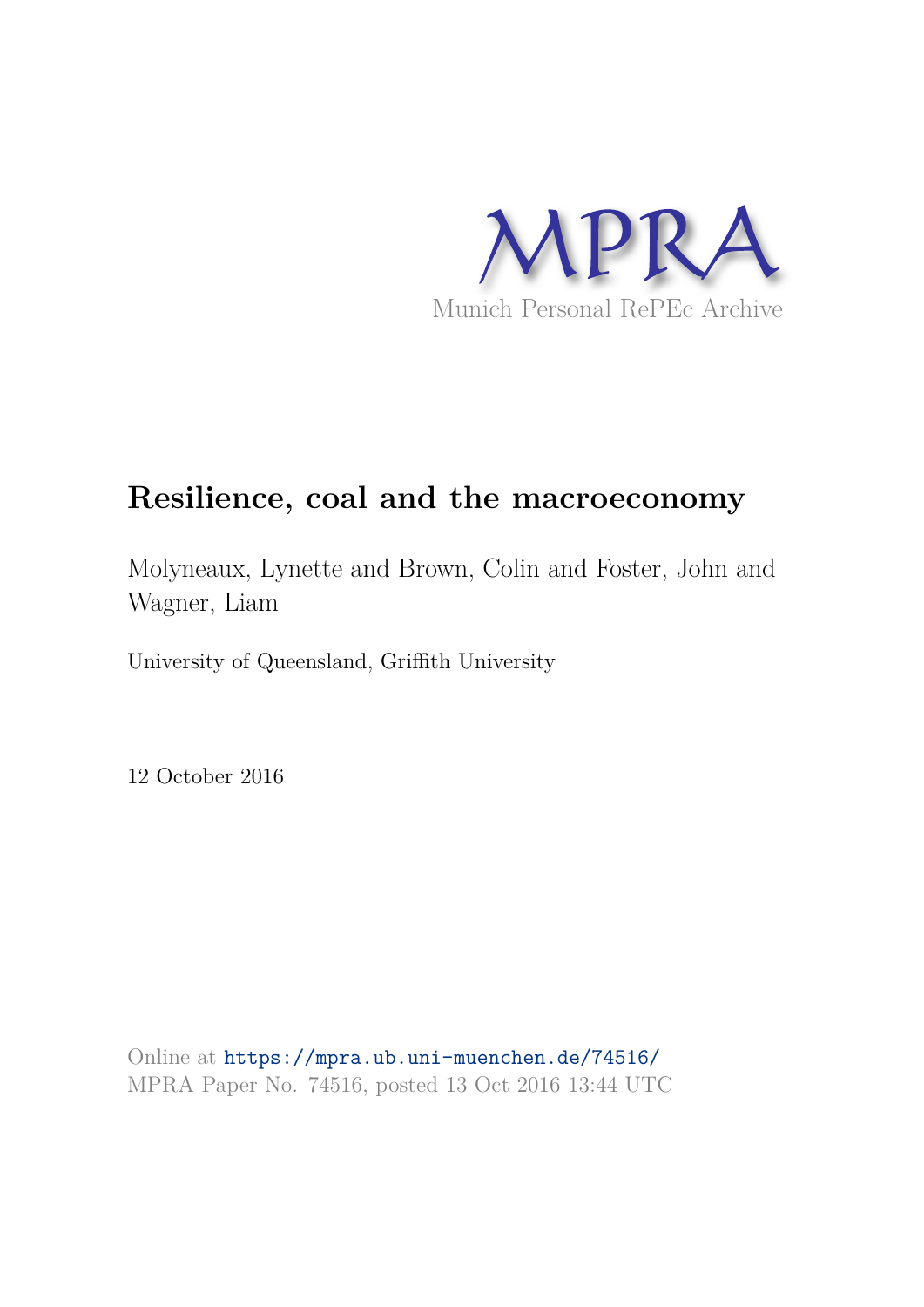MPRA

Munich Personal RePEc Archive

# Resilience, coal and the macroeconomy

Molyneaux, Lynette and Brown, Colin and Foster, John and Wagner, Liam

University of Queensland, Griffith University

12 October 2016

Online at https://mpra.ub.uni-muenchen.de/74516/
MPRA Paper No. 74516, posted 13 Oct 2016 13:44 UTC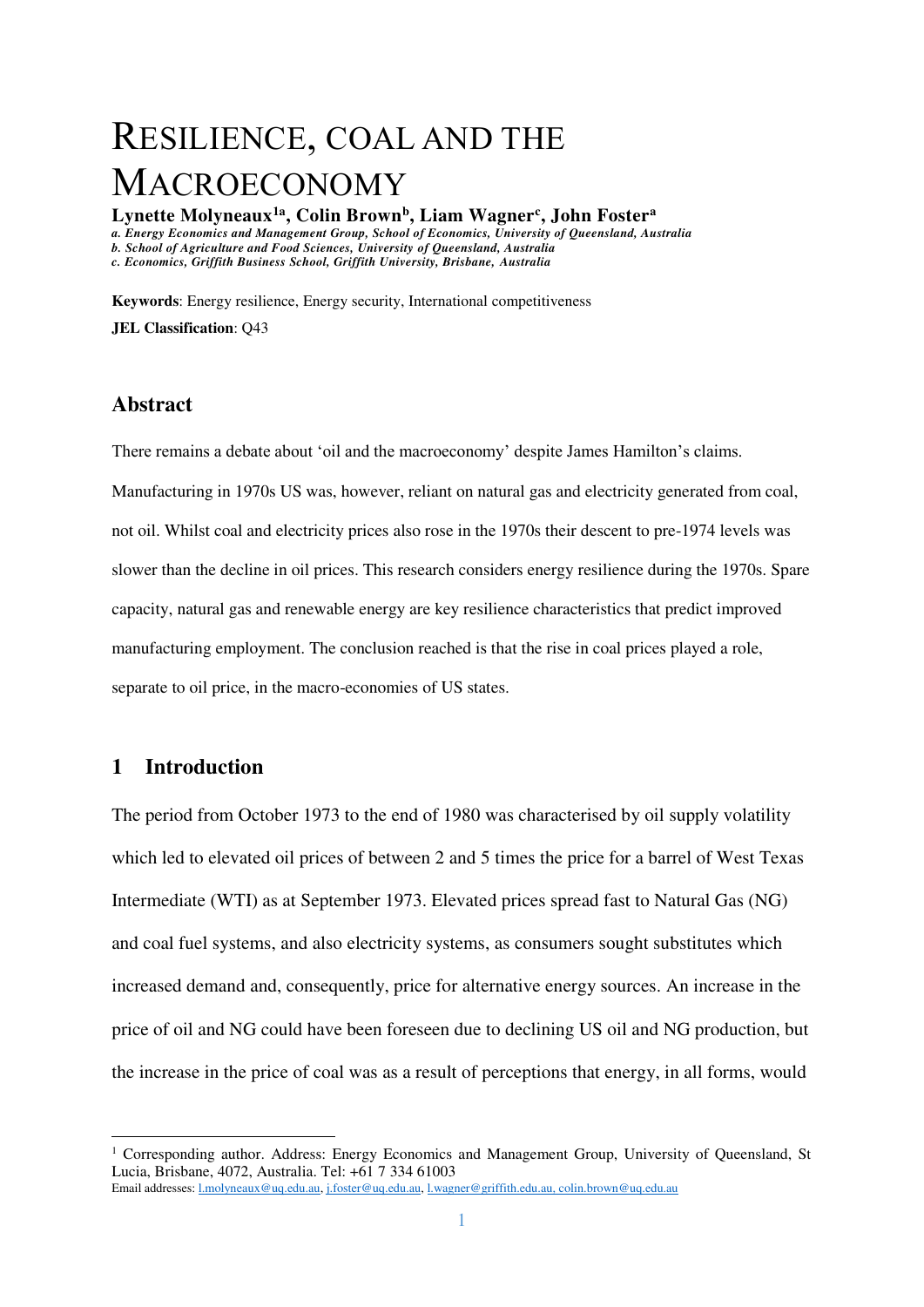# RESILIENCE, COAL AND THE MACROECONOMY

**Lynette Molyneaux[1a], Colin Brown[b], Liam Wagner[c], John Foster[a]**

*a. Energy Economics and Management Group, School of Economics, University of Queensland, Australia*
*b. School of Agriculture and Food Sciences, University of Queensland, Australia*
*c. Economics, Griffith Business School, Griffith University, Brisbane, Australia*

**Keywords**: Energy resilience, Energy security, International competitiveness

**JEL Classification**: Q43

## Abstract

There remains a debate about 'oil and the macroeconomy' despite James Hamilton's claims. Manufacturing in 1970s US was, however, reliant on natural gas and electricity generated from coal, not oil. Whilst coal and electricity prices also rose in the 1970s their descent to pre-1974 levels was slower than the decline in oil prices. This research considers energy resilience during the 1970s. Spare capacity, natural gas and renewable energy are key resilience characteristics that predict improved manufacturing employment. The conclusion reached is that the rise in coal prices played a role, separate to oil price, in the macro-economies of US states.

## 1 Introduction

The period from October 1973 to the end of 1980 was characterised by oil supply volatility which led to elevated oil prices of between 2 and 5 times the price for a barrel of West Texas Intermediate (WTI) as at September 1973. Elevated prices spread fast to Natural Gas (NG) and coal fuel systems, and also electricity systems, as consumers sought substitutes which increased demand and, consequently, price for alternative energy sources. An increase in the price of oil and NG could have been foreseen due to declining US oil and NG production, but the increase in the price of coal was as a result of perceptions that energy, in all forms, would

[1] Corresponding author. Address: Energy Economics and Management Group, University of Queensland, St Lucia, Brisbane, 4072, Australia. Tel: +61 7 334 61003
Email addresses: l.molyneaux@uq.edu.au, j.foster@uq.edu.au, l.wagner@griffith.edu.au, colin.brown@uq.edu.au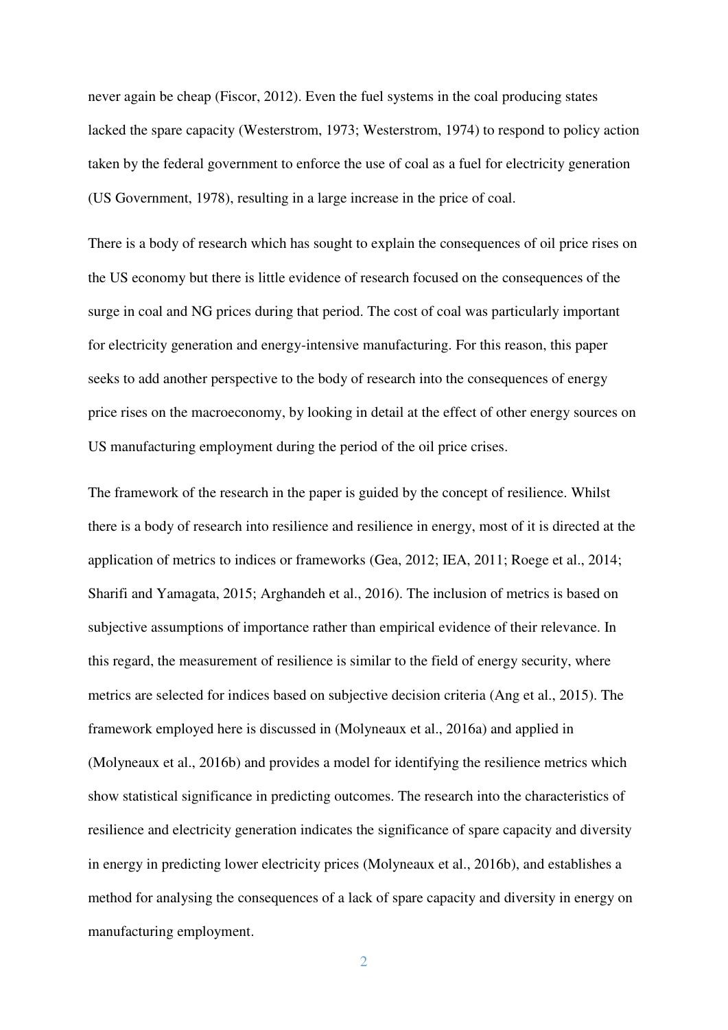never again be cheap (Fiscor, 2012). Even the fuel systems in the coal producing states lacked the spare capacity (Westerstrom, 1973; Westerstrom, 1974) to respond to policy action taken by the federal government to enforce the use of coal as a fuel for electricity generation (US Government, 1978), resulting in a large increase in the price of coal.

There is a body of research which has sought to explain the consequences of oil price rises on the US economy but there is little evidence of research focused on the consequences of the surge in coal and NG prices during that period. The cost of coal was particularly important for electricity generation and energy-intensive manufacturing. For this reason, this paper seeks to add another perspective to the body of research into the consequences of energy price rises on the macroeconomy, by looking in detail at the effect of other energy sources on US manufacturing employment during the period of the oil price crises.

The framework of the research in the paper is guided by the concept of resilience. Whilst there is a body of research into resilience and resilience in energy, most of it is directed at the application of metrics to indices or frameworks (Gea, 2012; IEA, 2011; Roege et al., 2014; Sharifi and Yamagata, 2015; Arghandeh et al., 2016). The inclusion of metrics is based on subjective assumptions of importance rather than empirical evidence of their relevance. In this regard, the measurement of resilience is similar to the field of energy security, where metrics are selected for indices based on subjective decision criteria (Ang et al., 2015). The framework employed here is discussed in (Molyneaux et al., 2016a) and applied in (Molyneaux et al., 2016b) and provides a model for identifying the resilience metrics which show statistical significance in predicting outcomes. The research into the characteristics of resilience and electricity generation indicates the significance of spare capacity and diversity in energy in predicting lower electricity prices (Molyneaux et al., 2016b), and establishes a method for analysing the consequences of a lack of spare capacity and diversity in energy on manufacturing employment.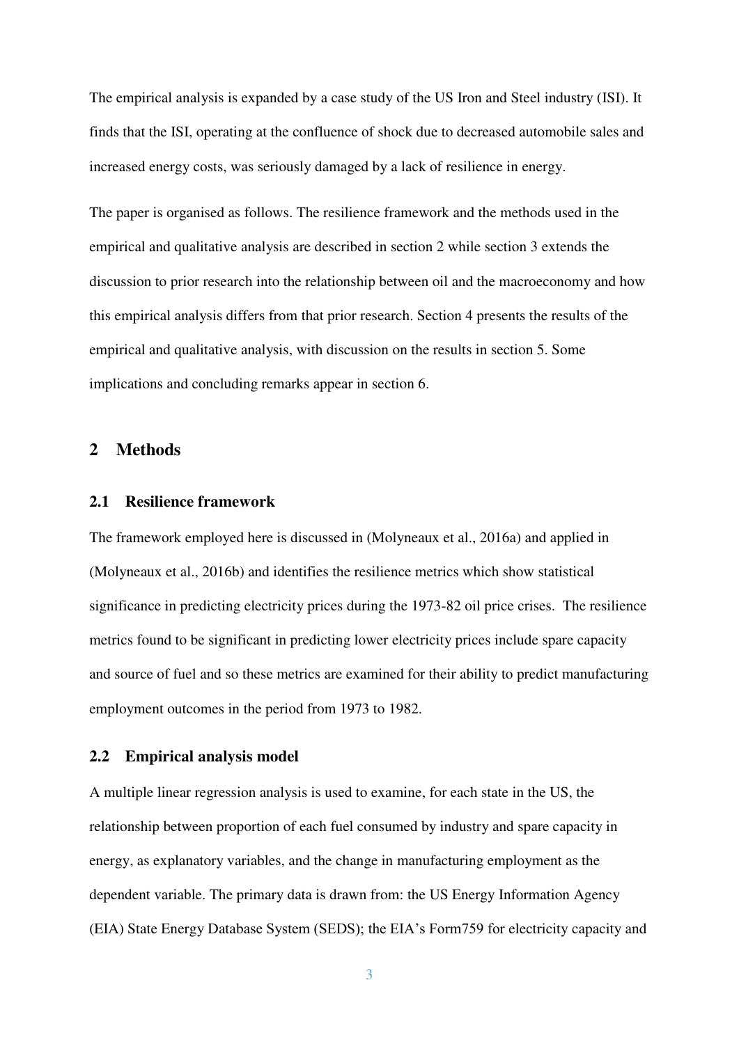The empirical analysis is expanded by a case study of the US Iron and Steel industry (ISI). It finds that the ISI, operating at the confluence of shock due to decreased automobile sales and increased energy costs, was seriously damaged by a lack of resilience in energy.

The paper is organised as follows. The resilience framework and the methods used in the empirical and qualitative analysis are described in section 2 while section 3 extends the discussion to prior research into the relationship between oil and the macroeconomy and how this empirical analysis differs from that prior research. Section 4 presents the results of the empirical and qualitative analysis, with discussion on the results in section 5. Some implications and concluding remarks appear in section 6.

## 2 Methods

### 2.1 Resilience framework

The framework employed here is discussed in (Molyneaux et al., 2016a) and applied in (Molyneaux et al., 2016b) and identifies the resilience metrics which show statistical significance in predicting electricity prices during the 1973-82 oil price crises. The resilience metrics found to be significant in predicting lower electricity prices include spare capacity and source of fuel and so these metrics are examined for their ability to predict manufacturing employment outcomes in the period from 1973 to 1982.

### 2.2 Empirical analysis model

A multiple linear regression analysis is used to examine, for each state in the US, the relationship between proportion of each fuel consumed by industry and spare capacity in energy, as explanatory variables, and the change in manufacturing employment as the dependent variable. The primary data is drawn from: the US Energy Information Agency (EIA) State Energy Database System (SEDS); the EIA's Form759 for electricity capacity and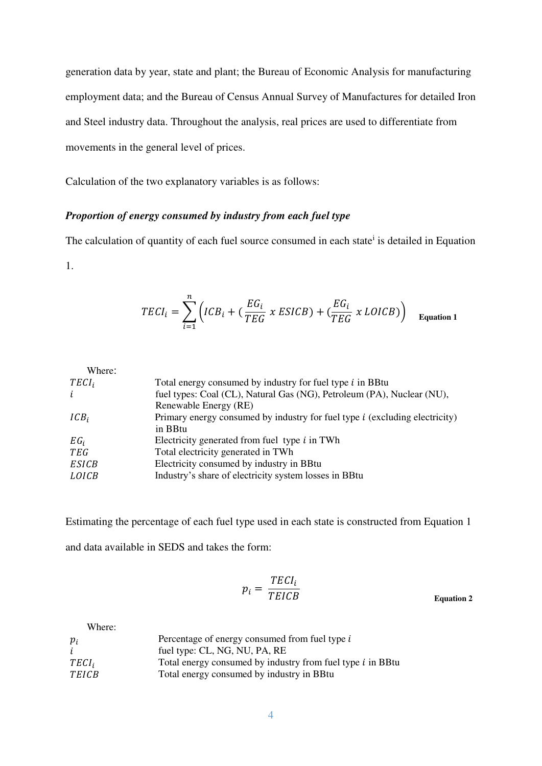generation data by year, state and plant; the Bureau of Economic Analysis for manufacturing employment data; and the Bureau of Census Annual Survey of Manufactures for detailed Iron and Steel industry data. Throughout the analysis, real prices are used to differentiate from movements in the general level of prices.

Calculation of the two explanatory variables is as follows:

***Proportion of energy consumed by industry from each fuel type***

The calculation of quantity of each fuel source consumed in each state[i] is detailed in Equation 1.

$$TECI_i = \sum_{i=1}^{n} \left( ICB_i + \left( \frac{EG_i}{TEG} \; x \; ESICB \right) + \left( \frac{EG_i}{TEG} \; x \; LOICB \right) \right) \quad \textbf{Equation 1}$$

Where:

| | |
|---|---|
| $TECI_i$ | Total energy consumed by industry for fuel type $i$ in BBtu |
| $i$ | fuel types: Coal (CL), Natural Gas (NG), Petroleum (PA), Nuclear (NU), Renewable Energy (RE) |
| $ICB_i$ | Primary energy consumed by industry for fuel type $i$ (excluding electricity) in BBtu |
| $EG_i$ | Electricity generated from fuel type $i$ in TWh |
| $TEG$ | Total electricity generated in TWh |
| $ESICB$ | Electricity consumed by industry in BBtu |
| $LOICB$ | Industry's share of electricity system losses in BBtu |

Estimating the percentage of each fuel type used in each state is constructed from Equation 1 and data available in SEDS and takes the form:

$$p_i = \frac{TECI_i}{TEICB} \quad \textbf{Equation 2}$$

Where:

| | |
|---|---|
| $p_i$ | Percentage of energy consumed from fuel type $i$ |
| $i$ | fuel type: CL, NG, NU, PA, RE |
| $TECI_i$ | Total energy consumed by industry from fuel type $i$ in BBtu |
| $TEICB$ | Total energy consumed by industry in BBtu |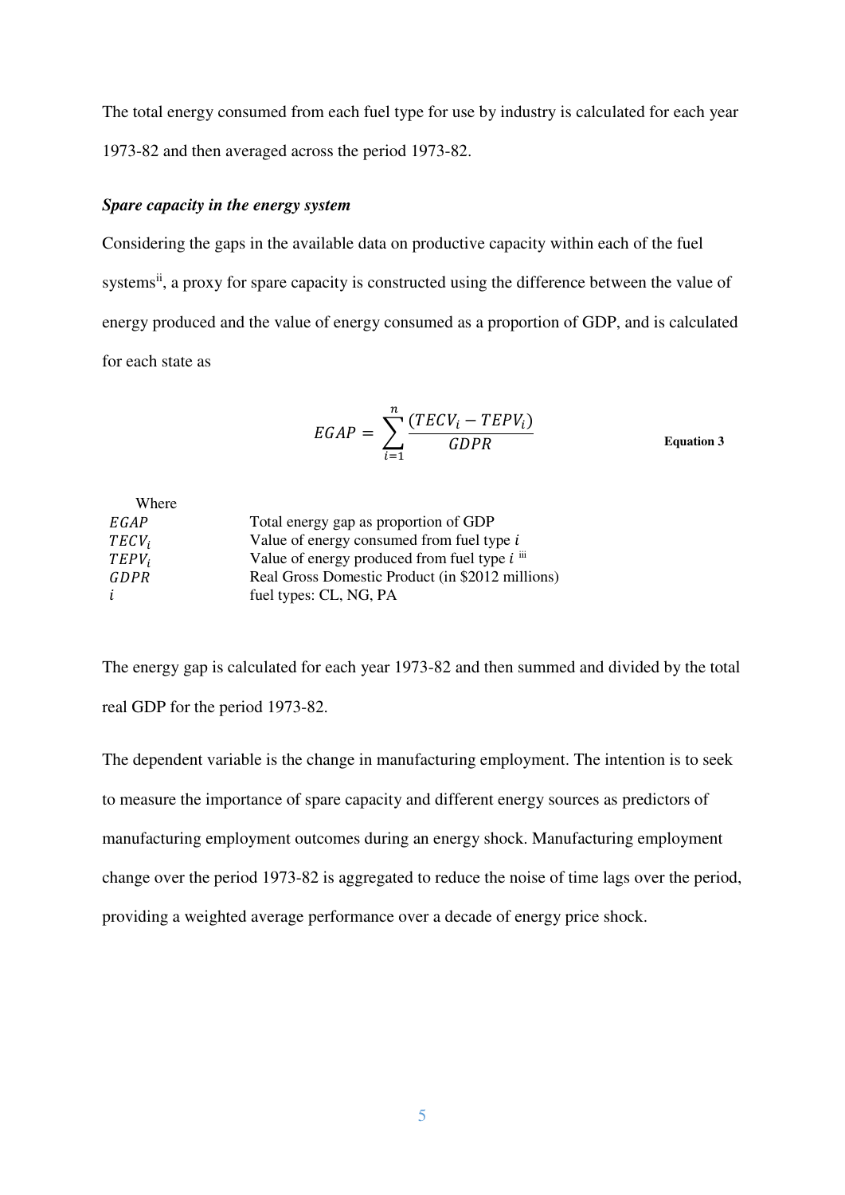The total energy consumed from each fuel type for use by industry is calculated for each year 1973-82 and then averaged across the period 1973-82.

***Spare capacity in the energy system***

Considering the gaps in the available data on productive capacity within each of the fuel systems[ii], a proxy for spare capacity is constructed using the difference between the value of energy produced and the value of energy consumed as a proportion of GDP, and is calculated for each state as

$$EGAP = \sum_{i=1}^{n} \frac{(TECV_i - TEPV_i)}{GDPR} \qquad \textbf{Equation 3}$$

Where

| | |
|---|---|
| $EGAP$ | Total energy gap as proportion of GDP |
| $TECV_i$ | Value of energy consumed from fuel type $i$ |
| $TEPV_i$ | Value of energy produced from fuel type $i$ [iii] |
| $GDPR$ | Real Gross Domestic Product (in $2012 millions) |
| $i$ | fuel types: CL, NG, PA |

The energy gap is calculated for each year 1973-82 and then summed and divided by the total real GDP for the period 1973-82.

The dependent variable is the change in manufacturing employment. The intention is to seek to measure the importance of spare capacity and different energy sources as predictors of manufacturing employment outcomes during an energy shock. Manufacturing employment change over the period 1973-82 is aggregated to reduce the noise of time lags over the period, providing a weighted average performance over a decade of energy price shock.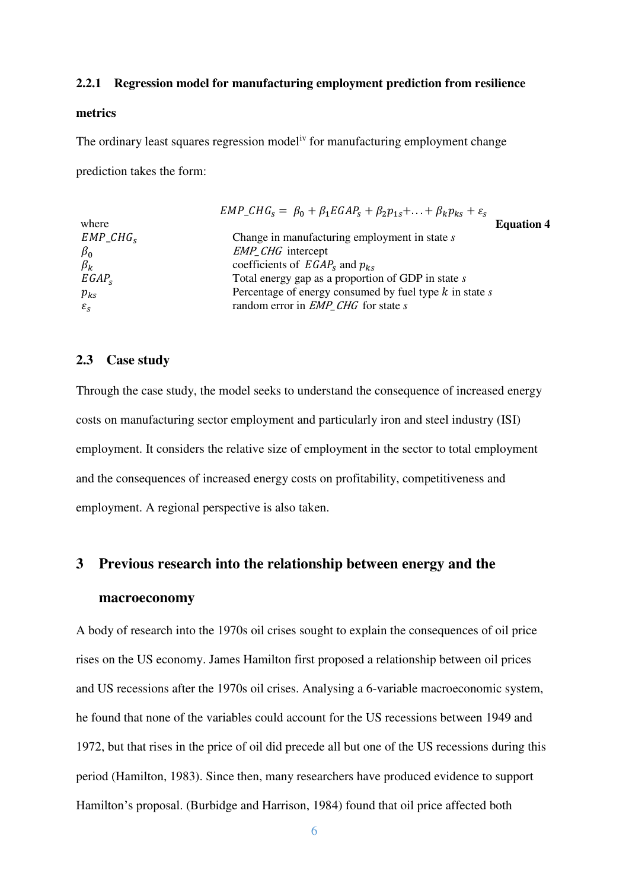#### 2.2.1 Regression model for manufacturing employment prediction from resilience metrics

The ordinary least squares regression model[iv] for manufacturing employment change prediction takes the form:

$$EMP\_CHG_s = \beta_0 + \beta_1 EGAP_s + \beta_2 p_{1s} + \ldots + \beta_k p_{ks} + \varepsilon_s \quad \textbf{Equation 4}$$

where

| | |
|---|---|
| $EMP\_CHG_s$ | Change in manufacturing employment in state *s* |
| $\beta_0$ | *EMP_CHG* intercept |
| $\beta_k$ | coefficients of $EGAP_s$ and $p_{ks}$ |
| $EGAP_s$ | Total energy gap as a proportion of GDP in state *s* |
| $p_{ks}$ | Percentage of energy consumed by fuel type $k$ in state *s* |
| $\varepsilon_s$ | random error in *EMP_CHG* for state *s* |

### 2.3 Case study

Through the case study, the model seeks to understand the consequence of increased energy costs on manufacturing sector employment and particularly iron and steel industry (ISI) employment. It considers the relative size of employment in the sector to total employment and the consequences of increased energy costs on profitability, competitiveness and employment. A regional perspective is also taken.

## 3 Previous research into the relationship between energy and the macroeconomy

A body of research into the 1970s oil crises sought to explain the consequences of oil price rises on the US economy. James Hamilton first proposed a relationship between oil prices and US recessions after the 1970s oil crises. Analysing a 6-variable macroeconomic system, he found that none of the variables could account for the US recessions between 1949 and 1972, but that rises in the price of oil did precede all but one of the US recessions during this period (Hamilton, 1983). Since then, many researchers have produced evidence to support Hamilton's proposal. (Burbidge and Harrison, 1984) found that oil price affected both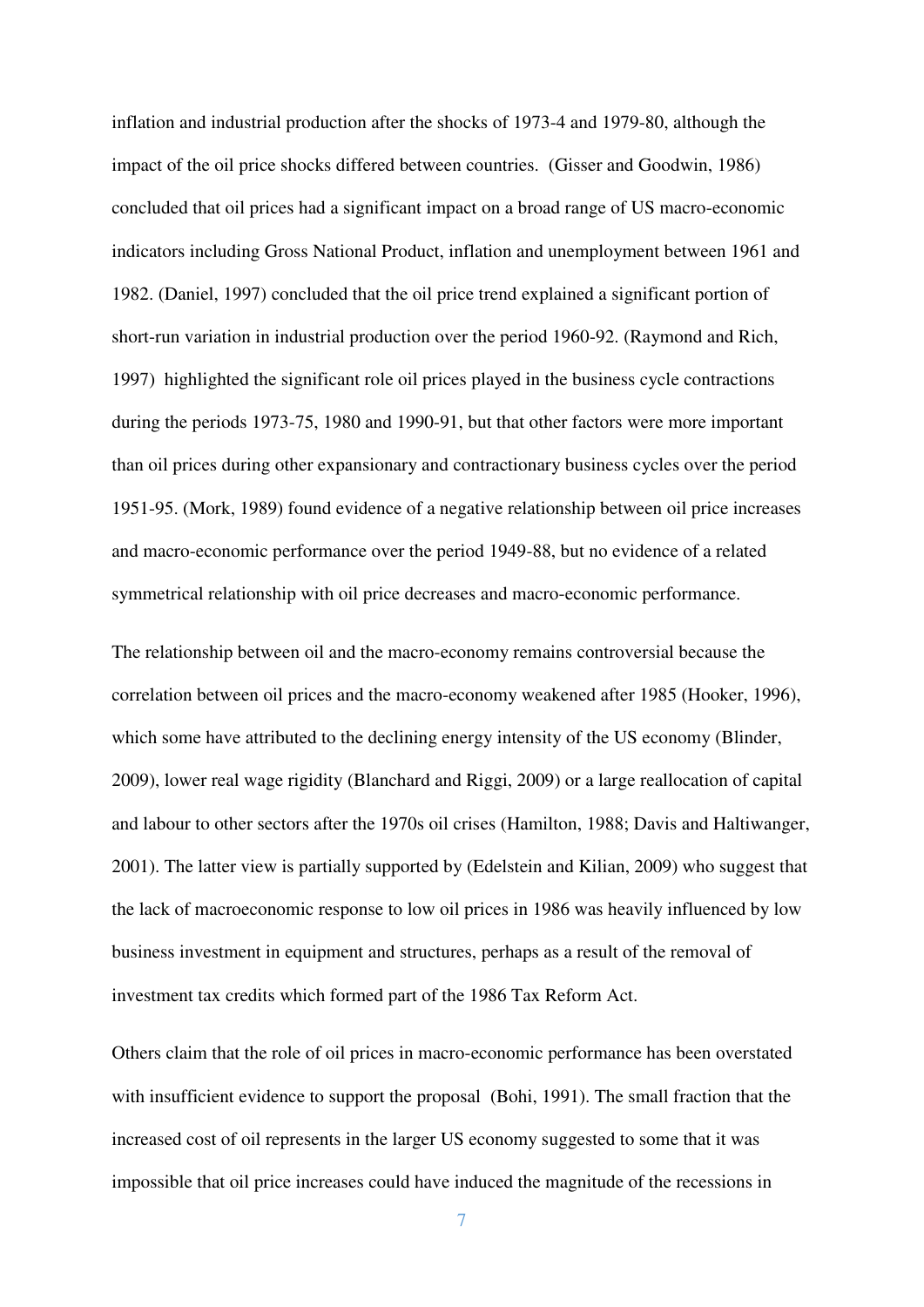inflation and industrial production after the shocks of 1973-4 and 1979-80, although the impact of the oil price shocks differed between countries. (Gisser and Goodwin, 1986) concluded that oil prices had a significant impact on a broad range of US macro-economic indicators including Gross National Product, inflation and unemployment between 1961 and 1982. (Daniel, 1997) concluded that the oil price trend explained a significant portion of short-run variation in industrial production over the period 1960-92. (Raymond and Rich, 1997) highlighted the significant role oil prices played in the business cycle contractions during the periods 1973-75, 1980 and 1990-91, but that other factors were more important than oil prices during other expansionary and contractionary business cycles over the period 1951-95. (Mork, 1989) found evidence of a negative relationship between oil price increases and macro-economic performance over the period 1949-88, but no evidence of a related symmetrical relationship with oil price decreases and macro-economic performance.

The relationship between oil and the macro-economy remains controversial because the correlation between oil prices and the macro-economy weakened after 1985 (Hooker, 1996), which some have attributed to the declining energy intensity of the US economy (Blinder, 2009), lower real wage rigidity (Blanchard and Riggi, 2009) or a large reallocation of capital and labour to other sectors after the 1970s oil crises (Hamilton, 1988; Davis and Haltiwanger, 2001). The latter view is partially supported by (Edelstein and Kilian, 2009) who suggest that the lack of macroeconomic response to low oil prices in 1986 was heavily influenced by low business investment in equipment and structures, perhaps as a result of the removal of investment tax credits which formed part of the 1986 Tax Reform Act.

Others claim that the role of oil prices in macro-economic performance has been overstated with insufficient evidence to support the proposal (Bohi, 1991). The small fraction that the increased cost of oil represents in the larger US economy suggested to some that it was impossible that oil price increases could have induced the magnitude of the recessions in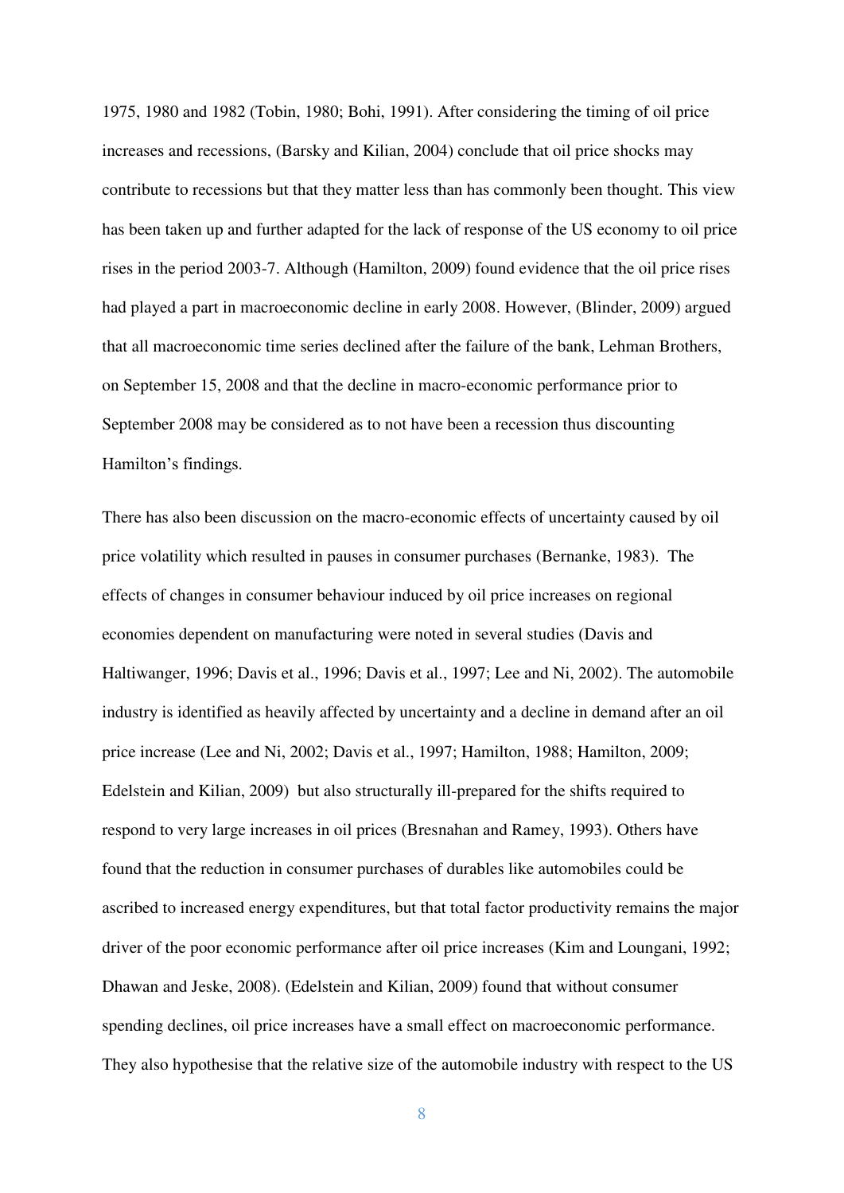1975, 1980 and 1982 (Tobin, 1980; Bohi, 1991). After considering the timing of oil price increases and recessions, (Barsky and Kilian, 2004) conclude that oil price shocks may contribute to recessions but that they matter less than has commonly been thought. This view has been taken up and further adapted for the lack of response of the US economy to oil price rises in the period 2003-7. Although (Hamilton, 2009) found evidence that the oil price rises had played a part in macroeconomic decline in early 2008. However, (Blinder, 2009) argued that all macroeconomic time series declined after the failure of the bank, Lehman Brothers, on September 15, 2008 and that the decline in macro-economic performance prior to September 2008 may be considered as to not have been a recession thus discounting Hamilton's findings.

There has also been discussion on the macro-economic effects of uncertainty caused by oil price volatility which resulted in pauses in consumer purchases (Bernanke, 1983). The effects of changes in consumer behaviour induced by oil price increases on regional economies dependent on manufacturing were noted in several studies (Davis and Haltiwanger, 1996; Davis et al., 1996; Davis et al., 1997; Lee and Ni, 2002). The automobile industry is identified as heavily affected by uncertainty and a decline in demand after an oil price increase (Lee and Ni, 2002; Davis et al., 1997; Hamilton, 1988; Hamilton, 2009; Edelstein and Kilian, 2009) but also structurally ill-prepared for the shifts required to respond to very large increases in oil prices (Bresnahan and Ramey, 1993). Others have found that the reduction in consumer purchases of durables like automobiles could be ascribed to increased energy expenditures, but that total factor productivity remains the major driver of the poor economic performance after oil price increases (Kim and Loungani, 1992; Dhawan and Jeske, 2008). (Edelstein and Kilian, 2009) found that without consumer spending declines, oil price increases have a small effect on macroeconomic performance. They also hypothesise that the relative size of the automobile industry with respect to the US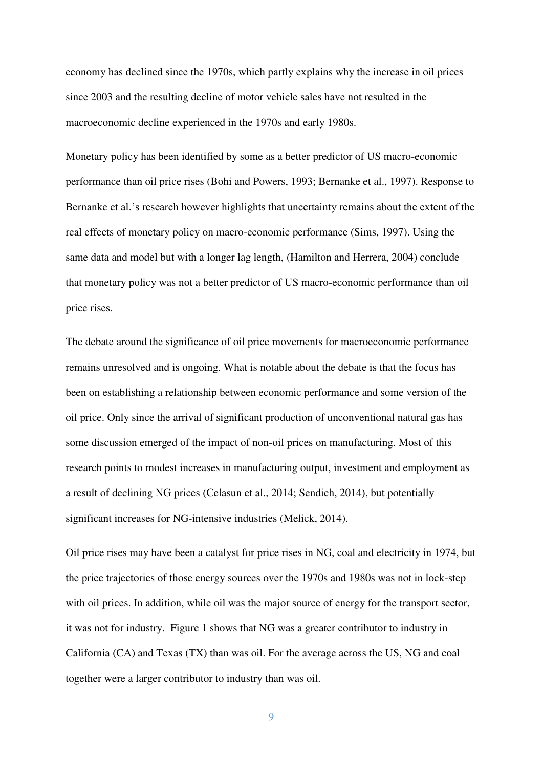economy has declined since the 1970s, which partly explains why the increase in oil prices since 2003 and the resulting decline of motor vehicle sales have not resulted in the macroeconomic decline experienced in the 1970s and early 1980s.

Monetary policy has been identified by some as a better predictor of US macro-economic performance than oil price rises (Bohi and Powers, 1993; Bernanke et al., 1997). Response to Bernanke et al.'s research however highlights that uncertainty remains about the extent of the real effects of monetary policy on macro-economic performance (Sims, 1997). Using the same data and model but with a longer lag length, (Hamilton and Herrera, 2004) conclude that monetary policy was not a better predictor of US macro-economic performance than oil price rises.

The debate around the significance of oil price movements for macroeconomic performance remains unresolved and is ongoing. What is notable about the debate is that the focus has been on establishing a relationship between economic performance and some version of the oil price. Only since the arrival of significant production of unconventional natural gas has some discussion emerged of the impact of non-oil prices on manufacturing. Most of this research points to modest increases in manufacturing output, investment and employment as a result of declining NG prices (Celasun et al., 2014; Sendich, 2014), but potentially significant increases for NG-intensive industries (Melick, 2014).

Oil price rises may have been a catalyst for price rises in NG, coal and electricity in 1974, but the price trajectories of those energy sources over the 1970s and 1980s was not in lock-step with oil prices. In addition, while oil was the major source of energy for the transport sector, it was not for industry. Figure 1 shows that NG was a greater contributor to industry in California (CA) and Texas (TX) than was oil. For the average across the US, NG and coal together were a larger contributor to industry than was oil.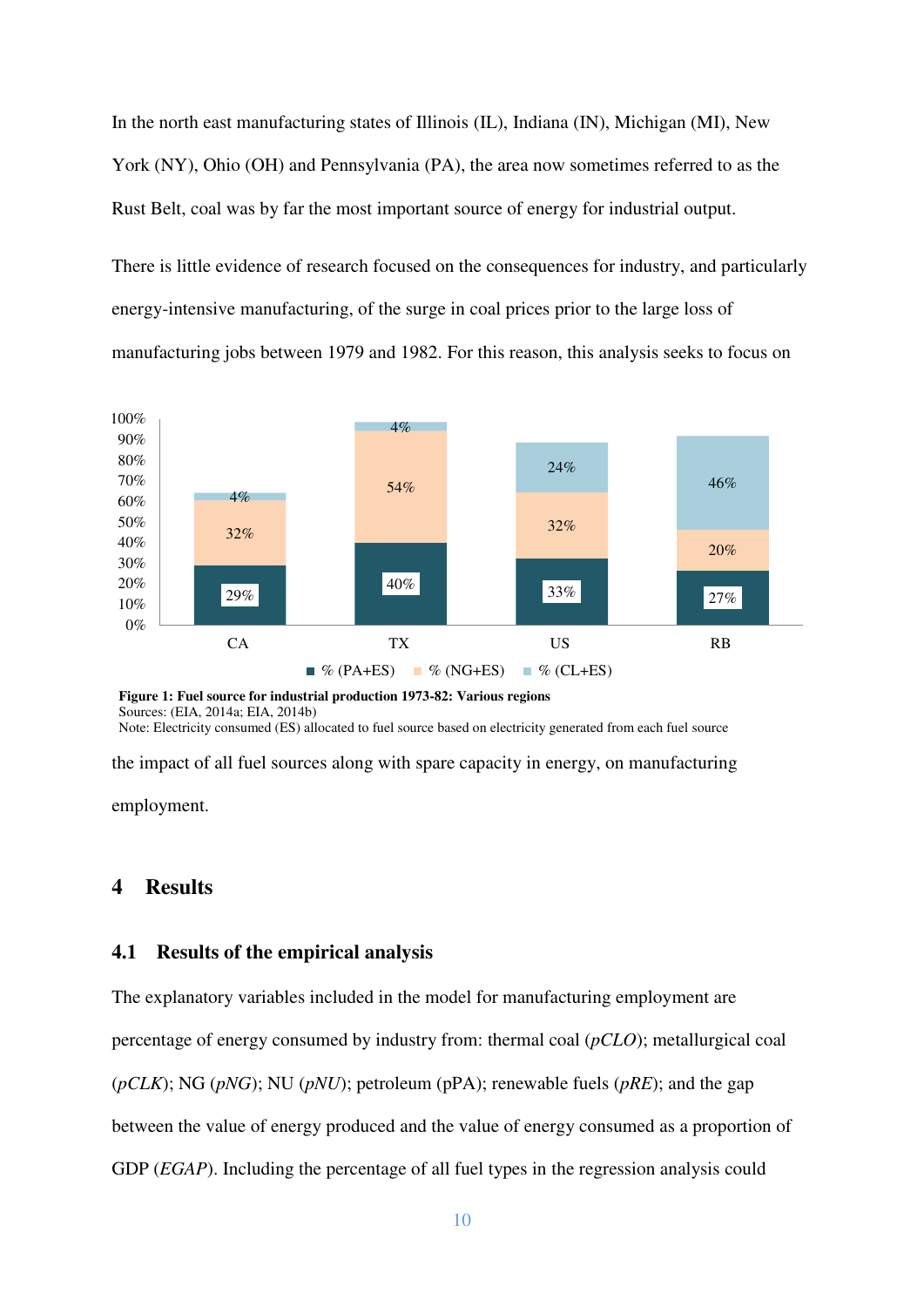In the north east manufacturing states of Illinois (IL), Indiana (IN), Michigan (MI), New York (NY), Ohio (OH) and Pennsylvania (PA), the area now sometimes referred to as the Rust Belt, coal was by far the most important source of energy for industrial output.

There is little evidence of research focused on the consequences for industry, and particularly energy-intensive manufacturing, of the surge in coal prices prior to the large loss of manufacturing jobs between 1979 and 1982. For this reason, this analysis seeks to focus on the impact of all fuel sources along with spare capacity in energy, on manufacturing employment.

**Figure 1: Fuel source for industrial production 1973-82: Various regions**
Sources: (EIA, 2014a; EIA, 2014b)
Note: Electricity consumed (ES) allocated to fuel source based on electricity generated from each fuel source

# 4 Results

## 4.1 Results of the empirical analysis

The explanatory variables included in the model for manufacturing employment are percentage of energy consumed by industry from: thermal coal (*pCLO*); metallurgical coal (*pCLK*); NG (*pNG*); NU (*pNU*); petroleum (pPA); renewable fuels (*pRE*); and the gap between the value of energy produced and the value of energy consumed as a proportion of GDP (*EGAP*). Including the percentage of all fuel types in the regression analysis could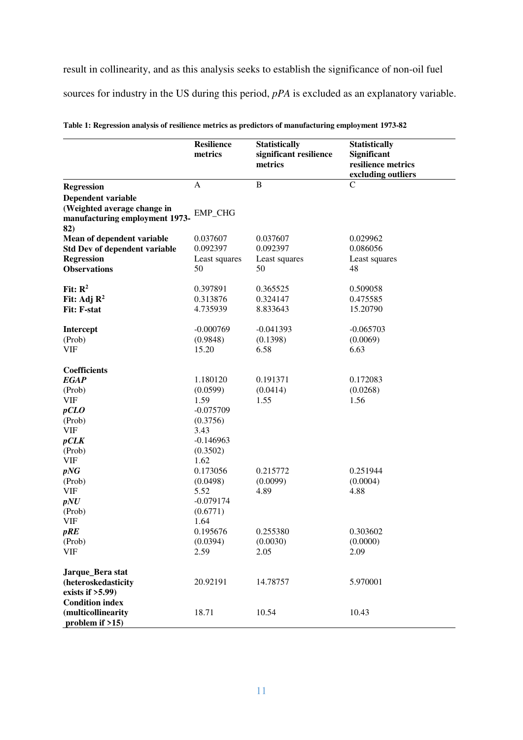result in collinearity, and as this analysis seeks to establish the significance of non-oil fuel sources for industry in the US during this period, *pPA* is excluded as an explanatory variable.

**Table 1: Regression analysis of resilience metrics as predictors of manufacturing employment 1973-82**

| | **Resilience metrics** | **Statistically significant resilience metrics** | **Statistically Significant resilience metrics excluding outliers** |
|---|---|---|---|
| **Regression** | A | B | C |
| **Dependent variable (Weighted average change in manufacturing employment 1973-82)** | EMP_CHG | | |
| **Mean of dependent variable** | 0.037607 | 0.037607 | 0.029962 |
| **Std Dev of dependent variable** | 0.092397 | 0.092397 | 0.086056 |
| **Regression** | Least squares | Least squares | Least squares |
| **Observations** | 50 | 50 | 48 |
| **Fit: $R^2$** | 0.397891 | 0.365525 | 0.509058 |
| **Fit: Adj $R^2$** | 0.313876 | 0.324147 | 0.475585 |
| **Fit: F-stat** | 4.735939 | 8.833643 | 15.20790 |
| **Intercept** | -0.000769 | -0.041393 | -0.065703 |
| (Prob) | (0.9848) | (0.1398) | (0.0069) |
| VIF | 15.20 | 6.58 | 6.63 |
| **Coefficients** | | | |
| ***EGAP*** | 1.180120 | 0.191371 | 0.172083 |
| (Prob) | (0.0599) | (0.0414) | (0.0268) |
| VIF | 1.59 | 1.55 | 1.56 |
| ***pCLO*** | -0.075709 | | |
| (Prob) | (0.3756) | | |
| VIF | 3.43 | | |
| ***pCLK*** | -0.146963 | | |
| (Prob) | (0.3502) | | |
| VIF | 1.62 | | |
| ***pNG*** | 0.173056 | 0.215772 | 0.251944 |
| (Prob) | (0.0498) | (0.0099) | (0.0004) |
| VIF | 5.52 | 4.89 | 4.88 |
| ***pNU*** | -0.079174 | | |
| (Prob) | (0.6771) | | |
| VIF | 1.64 | | |
| ***pRE*** | 0.195676 | 0.255380 | 0.303602 |
| (Prob) | (0.0394) | (0.0030) | (0.0000) |
| VIF | 2.59 | 2.05 | 2.09 |
| **Jarque_Bera stat (heteroskedasticity exists if >5.99)** | 20.92191 | 14.78757 | 5.970001 |
| **Condition index (multicollinearity problem if >15)** | 18.71 | 10.54 | 10.43 |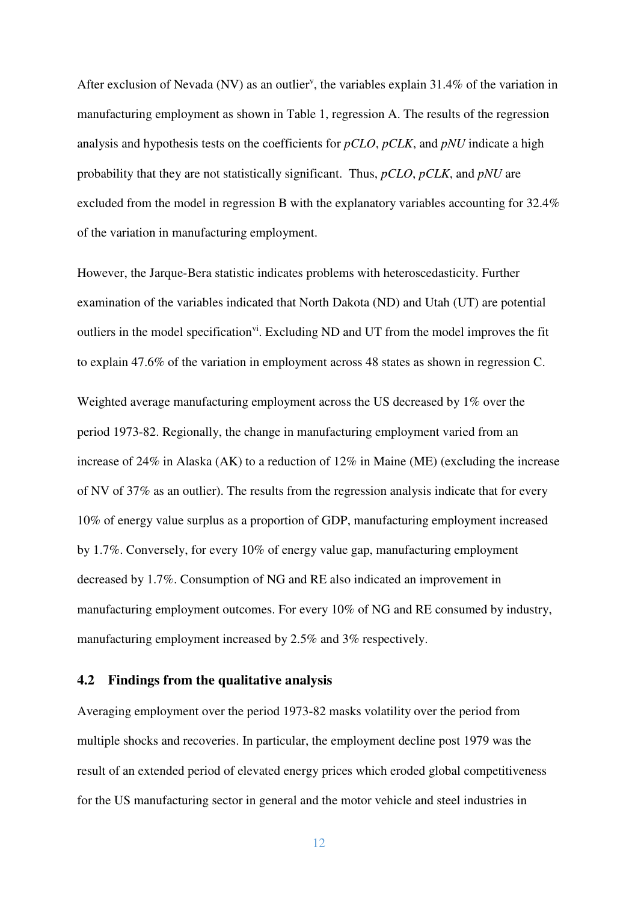After exclusion of Nevada (NV) as an outlier[v], the variables explain 31.4% of the variation in manufacturing employment as shown in Table 1, regression A. The results of the regression analysis and hypothesis tests on the coefficients for *pCLO*, *pCLK*, and *pNU* indicate a high probability that they are not statistically significant. Thus, *pCLO*, *pCLK*, and *pNU* are excluded from the model in regression B with the explanatory variables accounting for 32.4% of the variation in manufacturing employment.

However, the Jarque-Bera statistic indicates problems with heteroscedasticity. Further examination of the variables indicated that North Dakota (ND) and Utah (UT) are potential outliers in the model specification[vi]. Excluding ND and UT from the model improves the fit to explain 47.6% of the variation in employment across 48 states as shown in regression C.

Weighted average manufacturing employment across the US decreased by 1% over the period 1973-82. Regionally, the change in manufacturing employment varied from an increase of 24% in Alaska (AK) to a reduction of 12% in Maine (ME) (excluding the increase of NV of 37% as an outlier). The results from the regression analysis indicate that for every 10% of energy value surplus as a proportion of GDP, manufacturing employment increased by 1.7%. Conversely, for every 10% of energy value gap, manufacturing employment decreased by 1.7%. Consumption of NG and RE also indicated an improvement in manufacturing employment outcomes. For every 10% of NG and RE consumed by industry, manufacturing employment increased by 2.5% and 3% respectively.

## 4.2 Findings from the qualitative analysis

Averaging employment over the period 1973-82 masks volatility over the period from multiple shocks and recoveries. In particular, the employment decline post 1979 was the result of an extended period of elevated energy prices which eroded global competitiveness for the US manufacturing sector in general and the motor vehicle and steel industries in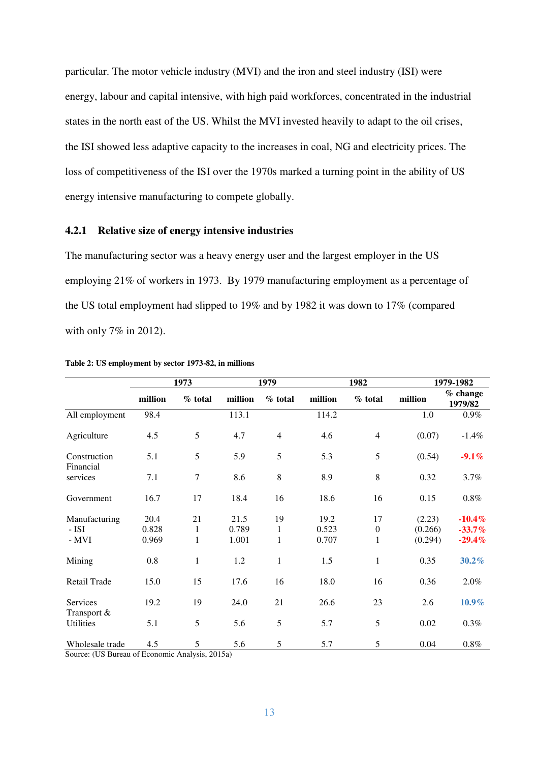particular. The motor vehicle industry (MVI) and the iron and steel industry (ISI) were energy, labour and capital intensive, with high paid workforces, concentrated in the industrial states in the north east of the US. Whilst the MVI invested heavily to adapt to the oil crises, the ISI showed less adaptive capacity to the increases in coal, NG and electricity prices. The loss of competitiveness of the ISI over the 1970s marked a turning point in the ability of US energy intensive manufacturing to compete globally.

### 4.2.1 Relative size of energy intensive industries

The manufacturing sector was a heavy energy user and the largest employer in the US employing 21% of workers in 1973. By 1979 manufacturing employment as a percentage of the US total employment had slipped to 19% and by 1982 it was down to 17% (compared with only 7% in 2012).

**Table 2: US employment by sector 1973-82, in millions**

| | 1973 | | 1979 | | 1982 | | 1979-1982 | |
|---|---|---|---|---|---|---|---|---|
| | million | % total | million | % total | million | % total | million | % change 1979/82 |
| All employment | 98.4 | | 113.1 | | 114.2 | | 1.0 | 0.9% |
| Agriculture | 4.5 | 5 | 4.7 | 4 | 4.6 | 4 | (0.07) | -1.4% |
| Construction | 5.1 | 5 | 5.9 | 5 | 5.3 | 5 | (0.54) | **-9.1%** |
| Financial services | 7.1 | 7 | 8.6 | 8 | 8.9 | 8 | 0.32 | 3.7% |
| Government | 16.7 | 17 | 18.4 | 16 | 18.6 | 16 | 0.15 | 0.8% |
| Manufacturing | 20.4 | 21 | 21.5 | 19 | 19.2 | 17 | (2.23) | **-10.4%** |
| - ISI | 0.828 | 1 | 0.789 | 1 | 0.523 | 0 | (0.266) | **-33.7%** |
| - MVI | 0.969 | 1 | 1.001 | 1 | 0.707 | 1 | (0.294) | **-29.4%** |
| Mining | 0.8 | 1 | 1.2 | 1 | 1.5 | 1 | 0.35 | **30.2%** |
| Retail Trade | 15.0 | 15 | 17.6 | 16 | 18.0 | 16 | 0.36 | 2.0% |
| Services | 19.2 | 19 | 24.0 | 21 | 26.6 | 23 | 2.6 | **10.9%** |
| Transport & Utilities | 5.1 | 5 | 5.6 | 5 | 5.7 | 5 | 0.02 | 0.3% |
| Wholesale trade | 4.5 | 5 | 5.6 | 5 | 5.7 | 5 | 0.04 | 0.8% |

Source: (US Bureau of Economic Analysis, 2015a)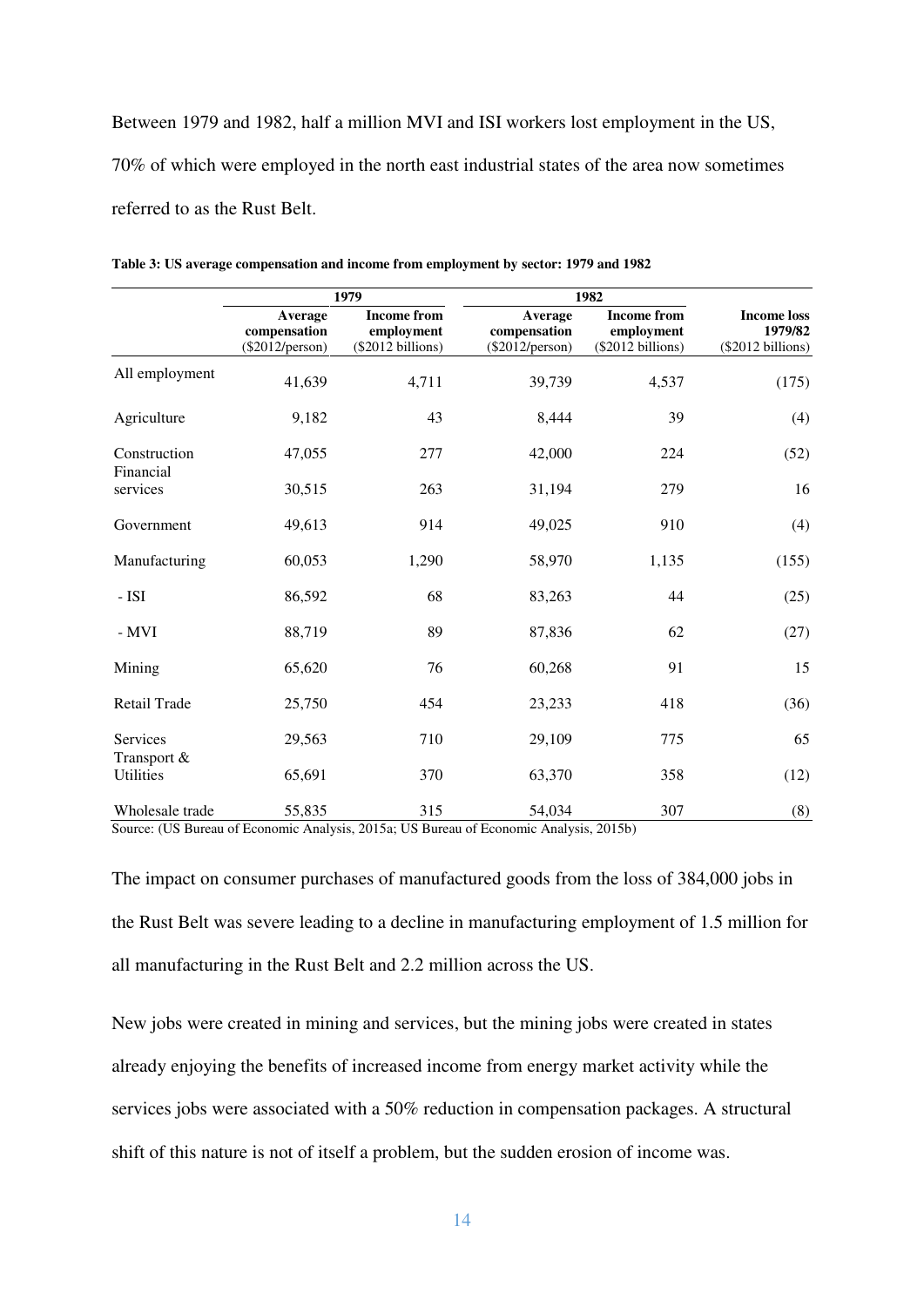Between 1979 and 1982, half a million MVI and ISI workers lost employment in the US, 70% of which were employed in the north east industrial states of the area now sometimes referred to as the Rust Belt.

**Table 3: US average compensation and income from employment by sector: 1979 and 1982**

| | 1979 | | 1982 | | |
|---|---|---|---|---|---|
| | **Average compensation** (\$2012/person) | **Income from employment** (\$2012 billions) | **Average compensation** (\$2012/person) | **Income from employment** (\$2012 billions) | **Income loss 1979/82** (\$2012 billions) |
| All employment | 41,639 | 4,711 | 39,739 | 4,537 | (175) |
| Agriculture | 9,182 | 43 | 8,444 | 39 | (4) |
| Construction | 47,055 | 277 | 42,000 | 224 | (52) |
| Financial services | 30,515 | 263 | 31,194 | 279 | 16 |
| Government | 49,613 | 914 | 49,025 | 910 | (4) |
| Manufacturing | 60,053 | 1,290 | 58,970 | 1,135 | (155) |
| - ISI | 86,592 | 68 | 83,263 | 44 | (25) |
| - MVI | 88,719 | 89 | 87,836 | 62 | (27) |
| Mining | 65,620 | 76 | 60,268 | 91 | 15 |
| Retail Trade | 25,750 | 454 | 23,233 | 418 | (36) |
| Services | 29,563 | 710 | 29,109 | 775 | 65 |
| Transport & Utilities | 65,691 | 370 | 63,370 | 358 | (12) |
| Wholesale trade | 55,835 | 315 | 54,034 | 307 | (8) |

Source: (US Bureau of Economic Analysis, 2015a; US Bureau of Economic Analysis, 2015b)

The impact on consumer purchases of manufactured goods from the loss of 384,000 jobs in the Rust Belt was severe leading to a decline in manufacturing employment of 1.5 million for all manufacturing in the Rust Belt and 2.2 million across the US.

New jobs were created in mining and services, but the mining jobs were created in states already enjoying the benefits of increased income from energy market activity while the services jobs were associated with a 50% reduction in compensation packages. A structural shift of this nature is not of itself a problem, but the sudden erosion of income was.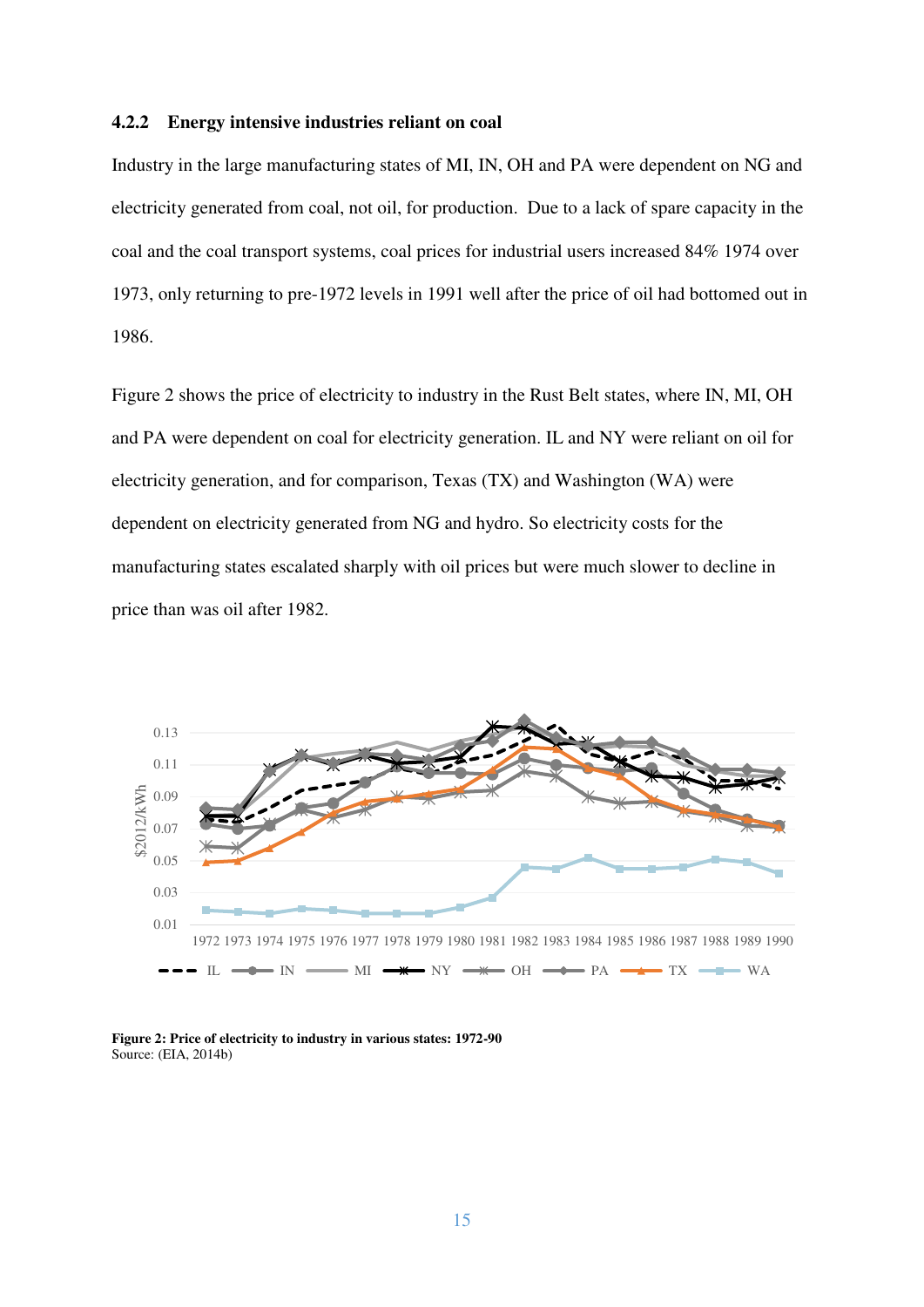### 4.2.2 Energy intensive industries reliant on coal

Industry in the large manufacturing states of MI, IN, OH and PA were dependent on NG and electricity generated from coal, not oil, for production. Due to a lack of spare capacity in the coal and the coal transport systems, coal prices for industrial users increased 84% 1974 over 1973, only returning to pre-1972 levels in 1991 well after the price of oil had bottomed out in 1986.

Figure 2 shows the price of electricity to industry in the Rust Belt states, where IN, MI, OH and PA were dependent on coal for electricity generation. IL and NY were reliant on oil for electricity generation, and for comparison, Texas (TX) and Washington (WA) were dependent on electricity generated from NG and hydro. So electricity costs for the manufacturing states escalated sharply with oil prices but were much slower to decline in price than was oil after 1982.

**Figure 2: Price of electricity to industry in various states: 1972-90**
Source: (EIA, 2014b)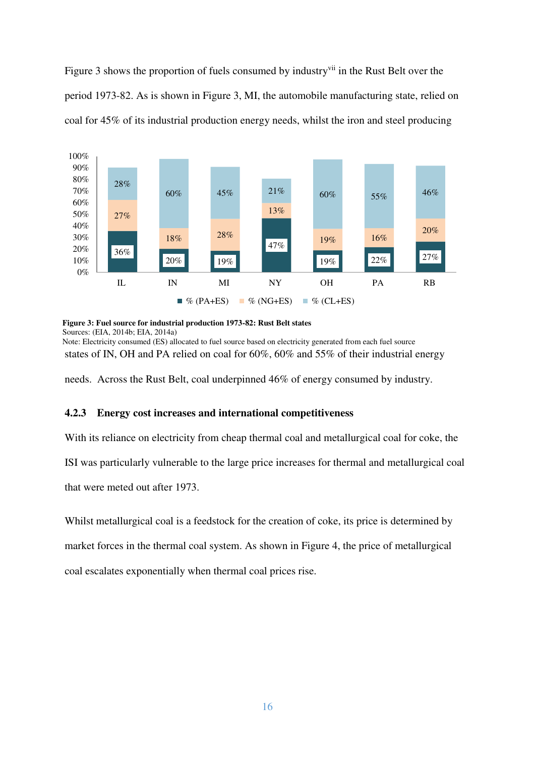Figure 3 shows the proportion of fuels consumed by industry[vii] in the Rust Belt over the period 1973-82. As is shown in Figure 3, MI, the automobile manufacturing state, relied on coal for 45% of its industrial production energy needs, whilst the iron and steel producing

**Figure 3: Fuel source for industrial production 1973-82: Rust Belt states**
Sources: (EIA, 2014b; EIA, 2014a)
Note: Electricity consumed (ES) allocated to fuel source based on electricity generated from each fuel source

states of IN, OH and PA relied on coal for 60%, 60% and 55% of their industrial energy needs. Across the Rust Belt, coal underpinned 46% of energy consumed by industry.

### 4.2.3 Energy cost increases and international competitiveness

With its reliance on electricity from cheap thermal coal and metallurgical coal for coke, the ISI was particularly vulnerable to the large price increases for thermal and metallurgical coal that were meted out after 1973.

Whilst metallurgical coal is a feedstock for the creation of coke, its price is determined by market forces in the thermal coal system. As shown in Figure 4, the price of metallurgical coal escalates exponentially when thermal coal prices rise.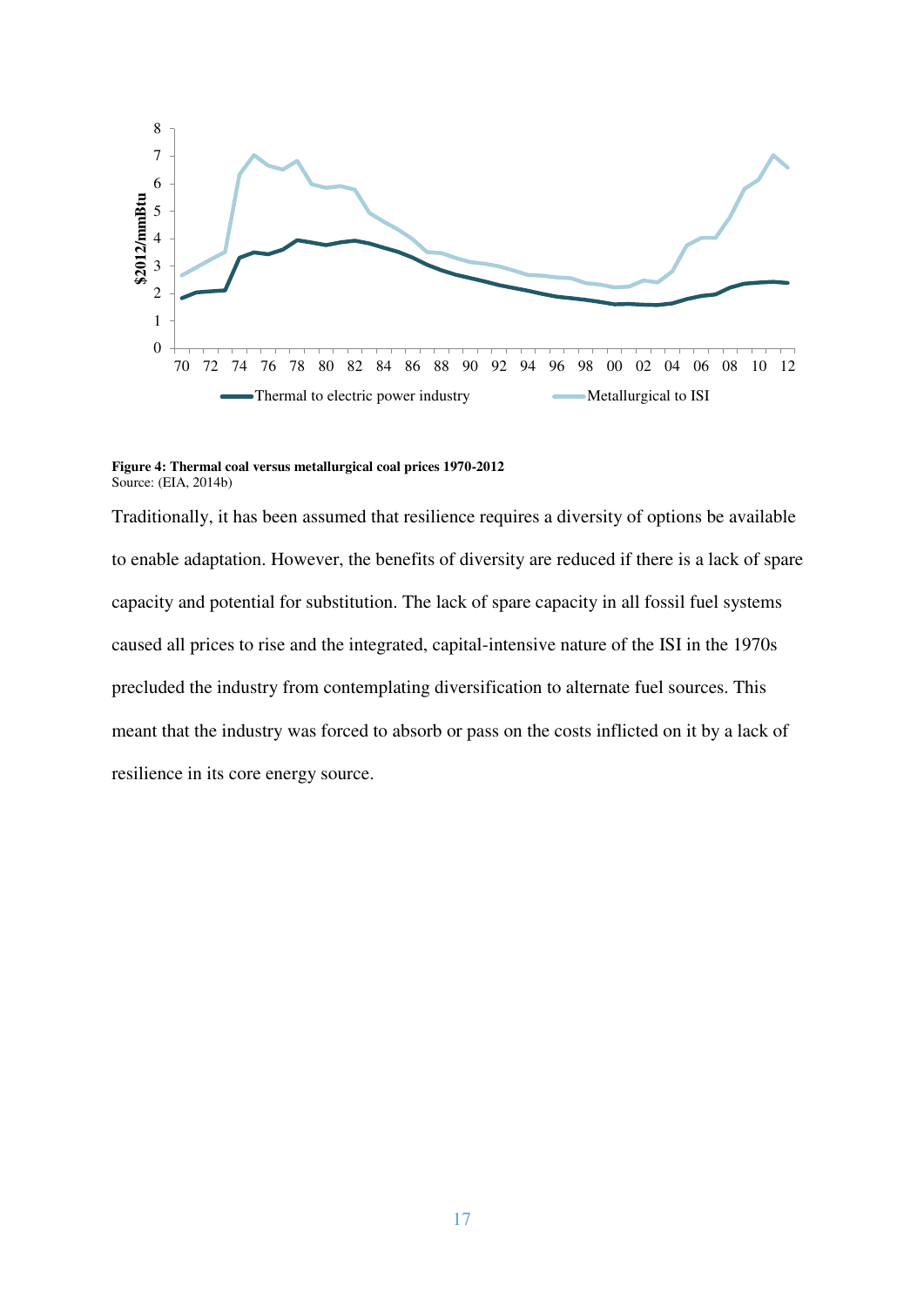**Figure 4: Thermal coal versus metallurgical coal prices 1970-2012**
Source: (EIA, 2014b)

Traditionally, it has been assumed that resilience requires a diversity of options be available to enable adaptation. However, the benefits of diversity are reduced if there is a lack of spare capacity and potential for substitution. The lack of spare capacity in all fossil fuel systems caused all prices to rise and the integrated, capital-intensive nature of the ISI in the 1970s precluded the industry from contemplating diversification to alternate fuel sources. This meant that the industry was forced to absorb or pass on the costs inflicted on it by a lack of resilience in its core energy source.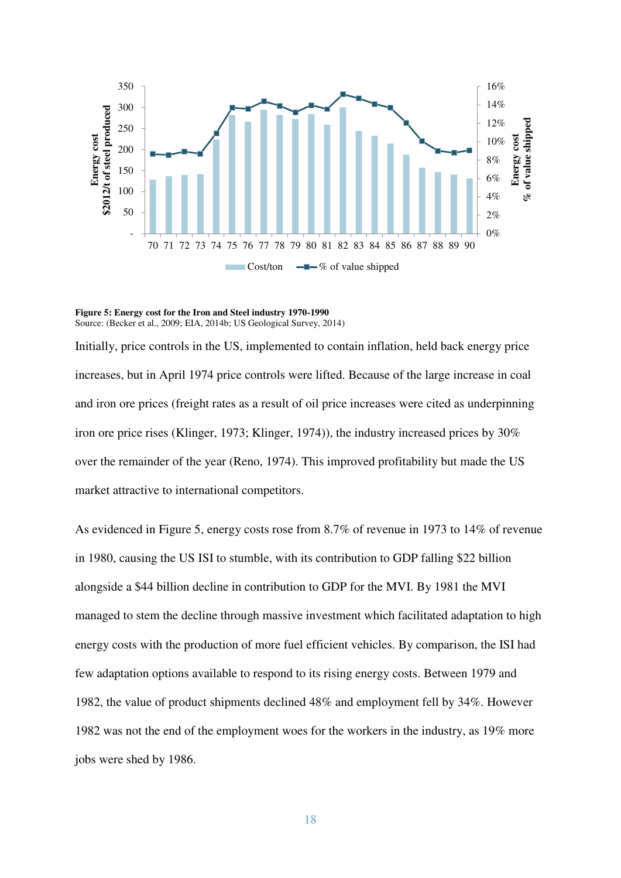**Figure 5: Energy cost for the Iron and Steel industry 1970-1990**
Source: (Becker et al., 2009; EIA, 2014b; US Geological Survey, 2014)

Initially, price controls in the US, implemented to contain inflation, held back energy price increases, but in April 1974 price controls were lifted. Because of the large increase in coal and iron ore prices (freight rates as a result of oil price increases were cited as underpinning iron ore price rises (Klinger, 1973; Klinger, 1974)), the industry increased prices by 30% over the remainder of the year (Reno, 1974). This improved profitability but made the US market attractive to international competitors.

As evidenced in Figure 5, energy costs rose from 8.7% of revenue in 1973 to 14% of revenue in 1980, causing the US ISI to stumble, with its contribution to GDP falling $22 billion alongside a $44 billion decline in contribution to GDP for the MVI. By 1981 the MVI managed to stem the decline through massive investment which facilitated adaptation to high energy costs with the production of more fuel efficient vehicles. By comparison, the ISI had few adaptation options available to respond to its rising energy costs. Between 1979 and 1982, the value of product shipments declined 48% and employment fell by 34%. However 1982 was not the end of the employment woes for the workers in the industry, as 19% more jobs were shed by 1986.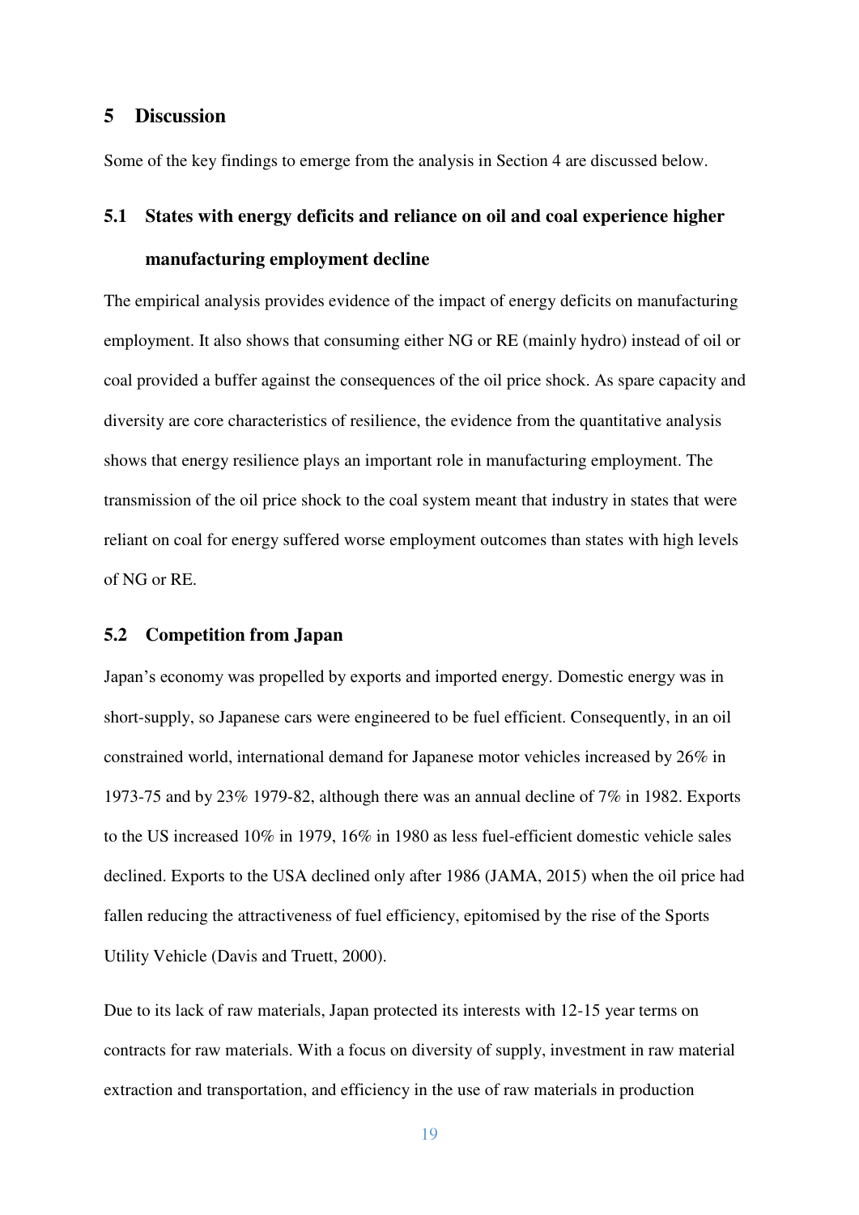## 5 Discussion

Some of the key findings to emerge from the analysis in Section 4 are discussed below.

### 5.1 States with energy deficits and reliance on oil and coal experience higher manufacturing employment decline

The empirical analysis provides evidence of the impact of energy deficits on manufacturing employment. It also shows that consuming either NG or RE (mainly hydro) instead of oil or coal provided a buffer against the consequences of the oil price shock. As spare capacity and diversity are core characteristics of resilience, the evidence from the quantitative analysis shows that energy resilience plays an important role in manufacturing employment. The transmission of the oil price shock to the coal system meant that industry in states that were reliant on coal for energy suffered worse employment outcomes than states with high levels of NG or RE.

### 5.2 Competition from Japan

Japan's economy was propelled by exports and imported energy. Domestic energy was in short-supply, so Japanese cars were engineered to be fuel efficient. Consequently, in an oil constrained world, international demand for Japanese motor vehicles increased by 26% in 1973-75 and by 23% 1979-82, although there was an annual decline of 7% in 1982. Exports to the US increased 10% in 1979, 16% in 1980 as less fuel-efficient domestic vehicle sales declined. Exports to the USA declined only after 1986 (JAMA, 2015) when the oil price had fallen reducing the attractiveness of fuel efficiency, epitomised by the rise of the Sports Utility Vehicle (Davis and Truett, 2000).

Due to its lack of raw materials, Japan protected its interests with 12-15 year terms on contracts for raw materials. With a focus on diversity of supply, investment in raw material extraction and transportation, and efficiency in the use of raw materials in production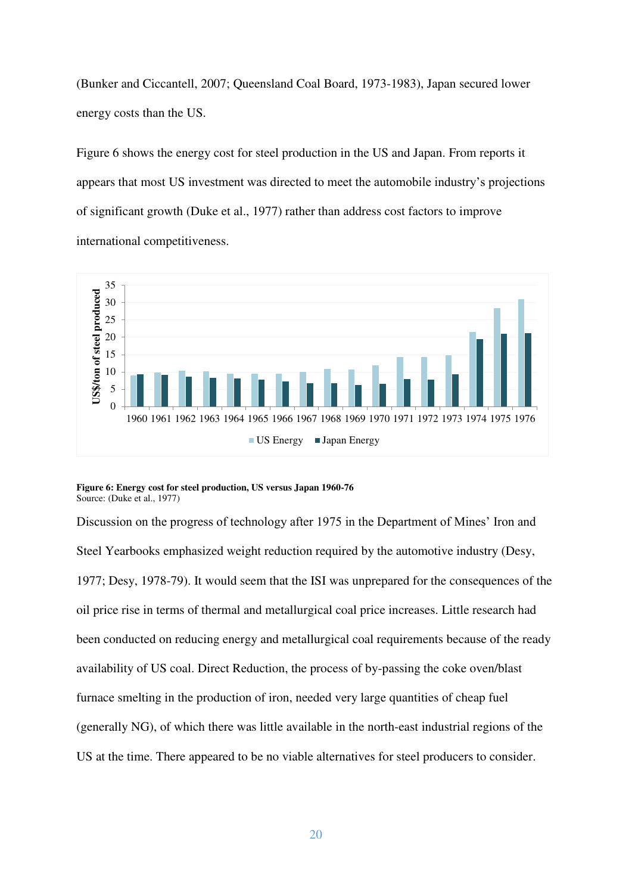(Bunker and Ciccantell, 2007; Queensland Coal Board, 1973-1983), Japan secured lower energy costs than the US.

Figure 6 shows the energy cost for steel production in the US and Japan. From reports it appears that most US investment was directed to meet the automobile industry's projections of significant growth (Duke et al., 1977) rather than address cost factors to improve international competitiveness.

**Figure 6: Energy cost for steel production, US versus Japan 1960-76**
Source: (Duke et al., 1977)

Discussion on the progress of technology after 1975 in the Department of Mines' Iron and Steel Yearbooks emphasized weight reduction required by the automotive industry (Desy, 1977; Desy, 1978-79). It would seem that the ISI was unprepared for the consequences of the oil price rise in terms of thermal and metallurgical coal price increases. Little research had been conducted on reducing energy and metallurgical coal requirements because of the ready availability of US coal. Direct Reduction, the process of by-passing the coke oven/blast furnace smelting in the production of iron, needed very large quantities of cheap fuel (generally NG), of which there was little available in the north-east industrial regions of the US at the time. There appeared to be no viable alternatives for steel producers to consider.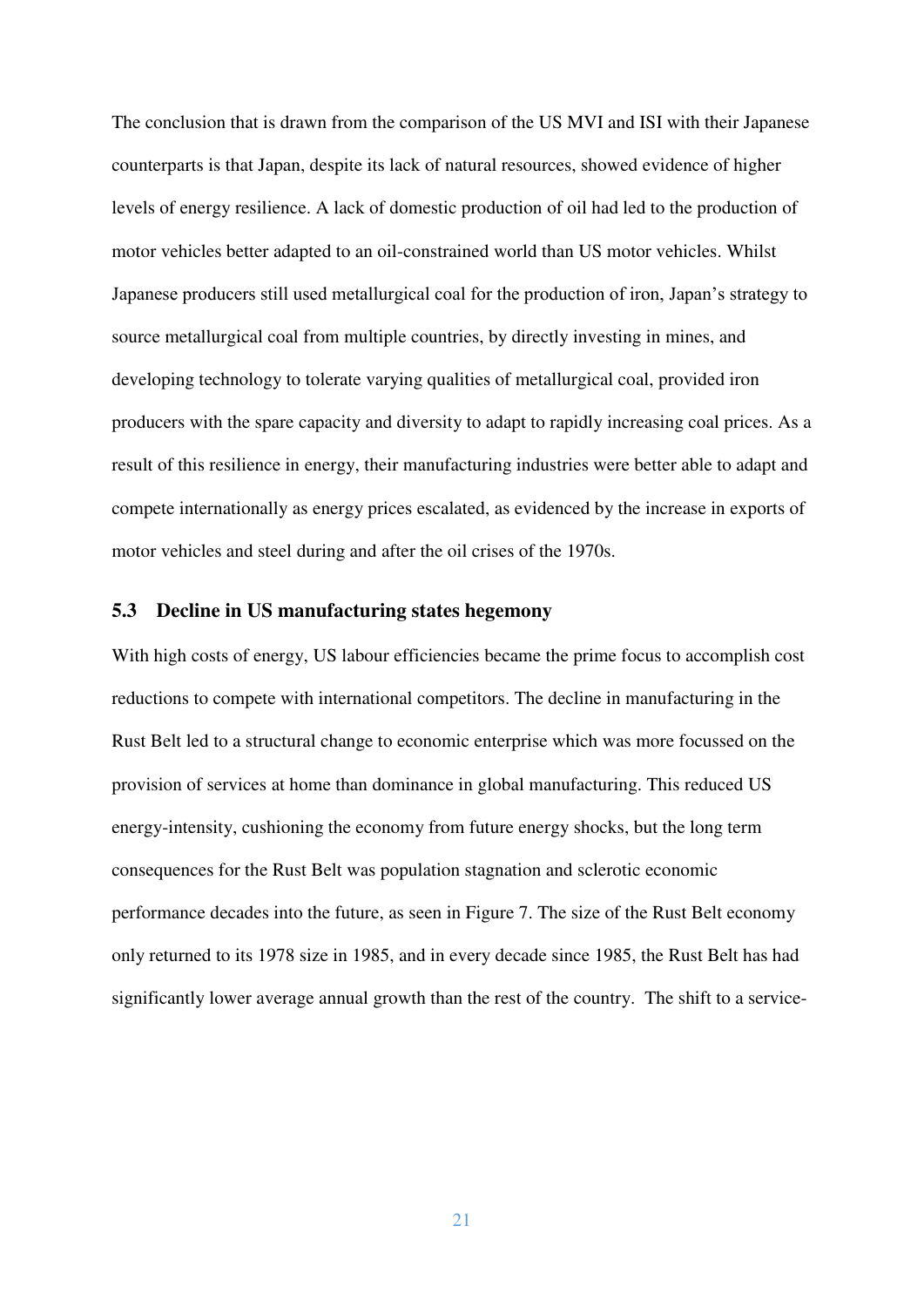The conclusion that is drawn from the comparison of the US MVI and ISI with their Japanese counterparts is that Japan, despite its lack of natural resources, showed evidence of higher levels of energy resilience. A lack of domestic production of oil had led to the production of motor vehicles better adapted to an oil-constrained world than US motor vehicles. Whilst Japanese producers still used metallurgical coal for the production of iron, Japan's strategy to source metallurgical coal from multiple countries, by directly investing in mines, and developing technology to tolerate varying qualities of metallurgical coal, provided iron producers with the spare capacity and diversity to adapt to rapidly increasing coal prices. As a result of this resilience in energy, their manufacturing industries were better able to adapt and compete internationally as energy prices escalated, as evidenced by the increase in exports of motor vehicles and steel during and after the oil crises of the 1970s.

### 5.3 Decline in US manufacturing states hegemony

With high costs of energy, US labour efficiencies became the prime focus to accomplish cost reductions to compete with international competitors. The decline in manufacturing in the Rust Belt led to a structural change to economic enterprise which was more focussed on the provision of services at home than dominance in global manufacturing. This reduced US energy-intensity, cushioning the economy from future energy shocks, but the long term consequences for the Rust Belt was population stagnation and sclerotic economic performance decades into the future, as seen in Figure 7. The size of the Rust Belt economy only returned to its 1978 size in 1985, and in every decade since 1985, the Rust Belt has had significantly lower average annual growth than the rest of the country. The shift to a service-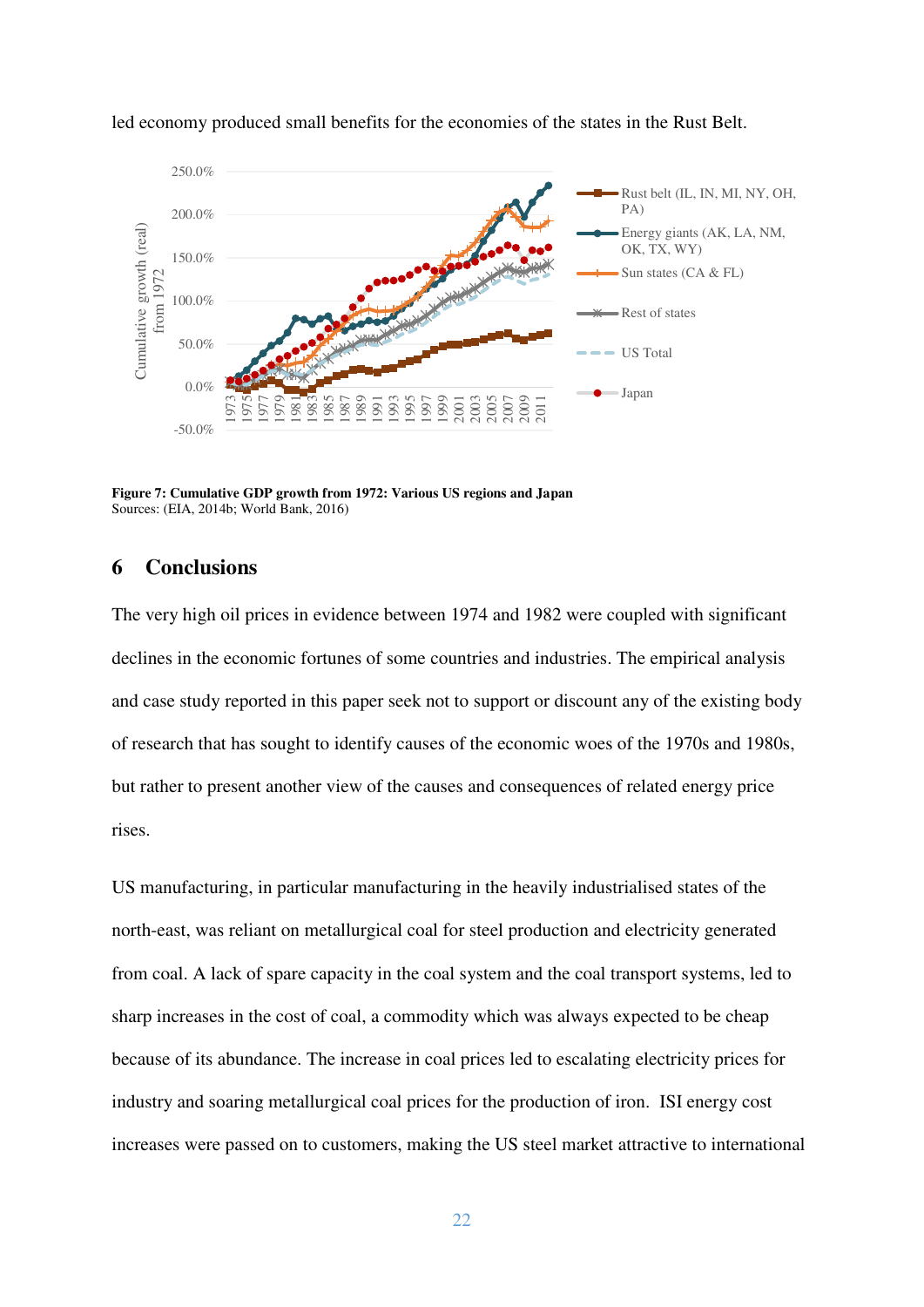led economy produced small benefits for the economies of the states in the Rust Belt.

**Figure 7: Cumulative GDP growth from 1972: Various US regions and Japan**
Sources: (EIA, 2014b; World Bank, 2016)

## 6 Conclusions

The very high oil prices in evidence between 1974 and 1982 were coupled with significant declines in the economic fortunes of some countries and industries. The empirical analysis and case study reported in this paper seek not to support or discount any of the existing body of research that has sought to identify causes of the economic woes of the 1970s and 1980s, but rather to present another view of the causes and consequences of related energy price rises.

US manufacturing, in particular manufacturing in the heavily industrialised states of the north-east, was reliant on metallurgical coal for steel production and electricity generated from coal. A lack of spare capacity in the coal system and the coal transport systems, led to sharp increases in the cost of coal, a commodity which was always expected to be cheap because of its abundance. The increase in coal prices led to escalating electricity prices for industry and soaring metallurgical coal prices for the production of iron. ISI energy cost increases were passed on to customers, making the US steel market attractive to international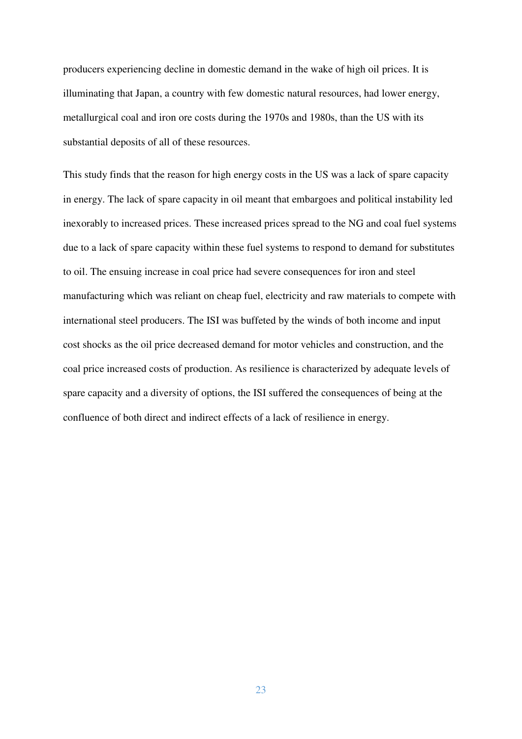producers experiencing decline in domestic demand in the wake of high oil prices. It is illuminating that Japan, a country with few domestic natural resources, had lower energy, metallurgical coal and iron ore costs during the 1970s and 1980s, than the US with its substantial deposits of all of these resources.

This study finds that the reason for high energy costs in the US was a lack of spare capacity in energy. The lack of spare capacity in oil meant that embargoes and political instability led inexorably to increased prices. These increased prices spread to the NG and coal fuel systems due to a lack of spare capacity within these fuel systems to respond to demand for substitutes to oil. The ensuing increase in coal price had severe consequences for iron and steel manufacturing which was reliant on cheap fuel, electricity and raw materials to compete with international steel producers. The ISI was buffeted by the winds of both income and input cost shocks as the oil price decreased demand for motor vehicles and construction, and the coal price increased costs of production. As resilience is characterized by adequate levels of spare capacity and a diversity of options, the ISI suffered the consequences of being at the confluence of both direct and indirect effects of a lack of resilience in energy.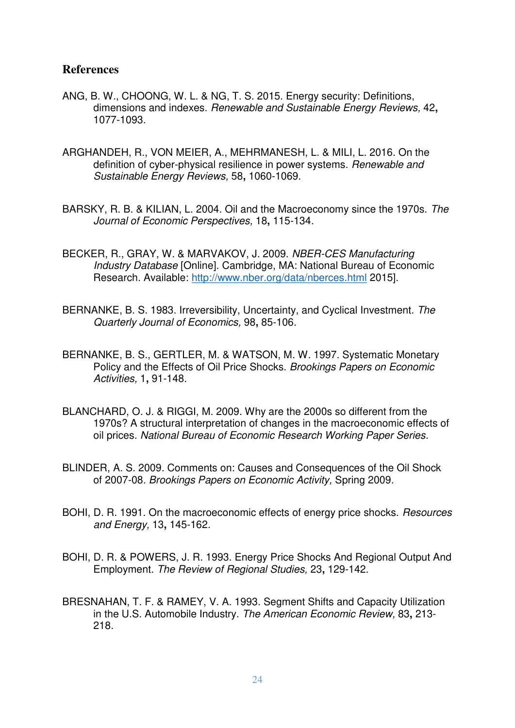## References

ANG, B. W., CHOONG, W. L. & NG, T. S. 2015. Energy security: Definitions, dimensions and indexes. *Renewable and Sustainable Energy Reviews,* 42**,** 1077-1093.

ARGHANDEH, R., VON MEIER, A., MEHRMANESH, L. & MILI, L. 2016. On the definition of cyber-physical resilience in power systems. *Renewable and Sustainable Energy Reviews,* 58**,** 1060-1069.

BARSKY, R. B. & KILIAN, L. 2004. Oil and the Macroeconomy since the 1970s. *The Journal of Economic Perspectives,* 18**,** 115-134.

BECKER, R., GRAY, W. & MARVAKOV, J. 2009. *NBER-CES Manufacturing Industry Database* [Online]. Cambridge, MA: National Bureau of Economic Research. Available: http://www.nber.org/data/nberces.html 2015].

BERNANKE, B. S. 1983. Irreversibility, Uncertainty, and Cyclical Investment. *The Quarterly Journal of Economics,* 98**,** 85-106.

BERNANKE, B. S., GERTLER, M. & WATSON, M. W. 1997. Systematic Monetary Policy and the Effects of Oil Price Shocks. *Brookings Papers on Economic Activities,* 1**,** 91-148.

BLANCHARD, O. J. & RIGGI, M. 2009. Why are the 2000s so different from the 1970s? A structural interpretation of changes in the macroeconomic effects of oil prices. *National Bureau of Economic Research Working Paper Series*.

BLINDER, A. S. 2009. Comments on: Causes and Consequences of the Oil Shock of 2007-08. *Brookings Papers on Economic Activity,* Spring 2009.

BOHI, D. R. 1991. On the macroeconomic effects of energy price shocks. *Resources and Energy,* 13**,** 145-162.

BOHI, D. R. & POWERS, J. R. 1993. Energy Price Shocks And Regional Output And Employment. *The Review of Regional Studies,* 23**,** 129-142.

BRESNAHAN, T. F. & RAMEY, V. A. 1993. Segment Shifts and Capacity Utilization in the U.S. Automobile Industry. *The American Economic Review,* 83**,** 213-218.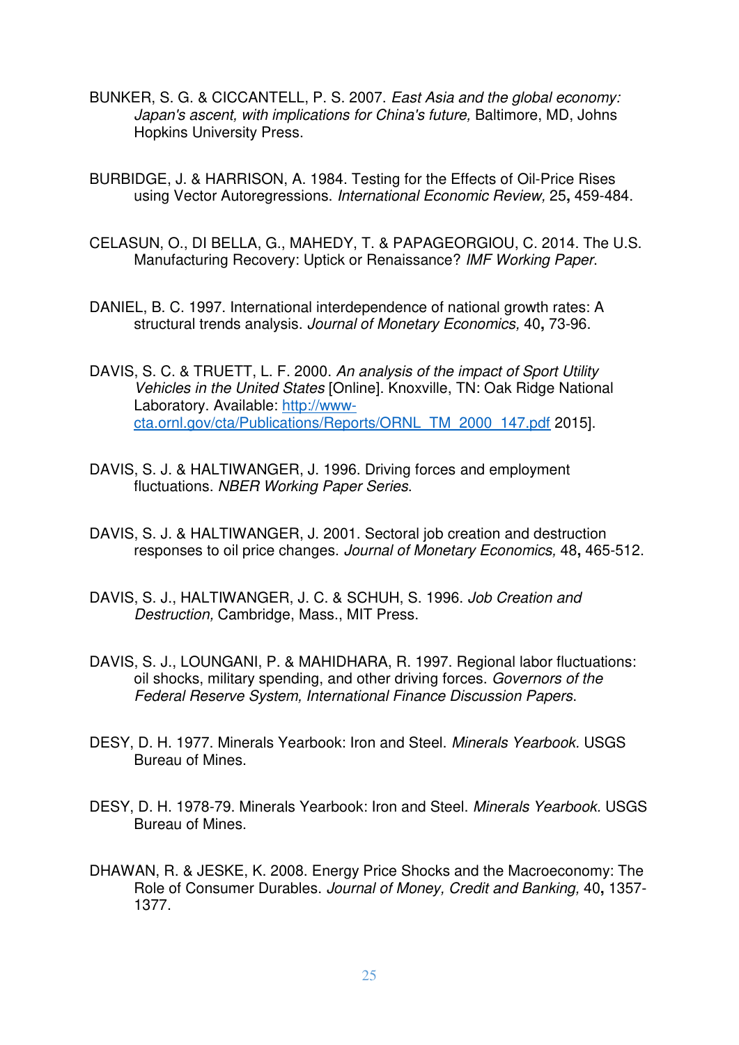BUNKER, S. G. & CICCANTELL, P. S. 2007. *East Asia and the global economy: Japan's ascent, with implications for China's future,* Baltimore, MD, Johns Hopkins University Press.

BURBIDGE, J. & HARRISON, A. 1984. Testing for the Effects of Oil-Price Rises using Vector Autoregressions. *International Economic Review,* 25**,** 459-484.

CELASUN, O., DI BELLA, G., MAHEDY, T. & PAPAGEORGIOU, C. 2014. The U.S. Manufacturing Recovery: Uptick or Renaissance? *IMF Working Paper*.

DANIEL, B. C. 1997. International interdependence of national growth rates: A structural trends analysis. *Journal of Monetary Economics,* 40**,** 73-96.

DAVIS, S. C. & TRUETT, L. F. 2000. *An analysis of the impact of Sport Utility Vehicles in the United States* [Online]. Knoxville, TN: Oak Ridge National Laboratory. Available: http://www-cta.ornl.gov/cta/Publications/Reports/ORNL_TM_2000_147.pdf 2015].

DAVIS, S. J. & HALTIWANGER, J. 1996. Driving forces and employment fluctuations. *NBER Working Paper Series*.

DAVIS, S. J. & HALTIWANGER, J. 2001. Sectoral job creation and destruction responses to oil price changes. *Journal of Monetary Economics,* 48**,** 465-512.

DAVIS, S. J., HALTIWANGER, J. C. & SCHUH, S. 1996. *Job Creation and Destruction,* Cambridge, Mass., MIT Press.

DAVIS, S. J., LOUNGANI, P. & MAHIDHARA, R. 1997. Regional labor fluctuations: oil shocks, military spending, and other driving forces. *Governors of the Federal Reserve System, International Finance Discussion Papers*.

DESY, D. H. 1977. Minerals Yearbook: Iron and Steel. *Minerals Yearbook.* USGS Bureau of Mines.

DESY, D. H. 1978-79. Minerals Yearbook: Iron and Steel. *Minerals Yearbook*. USGS Bureau of Mines.

DHAWAN, R. & JESKE, K. 2008. Energy Price Shocks and the Macroeconomy: The Role of Consumer Durables. *Journal of Money, Credit and Banking,* 40**,** 1357-1377.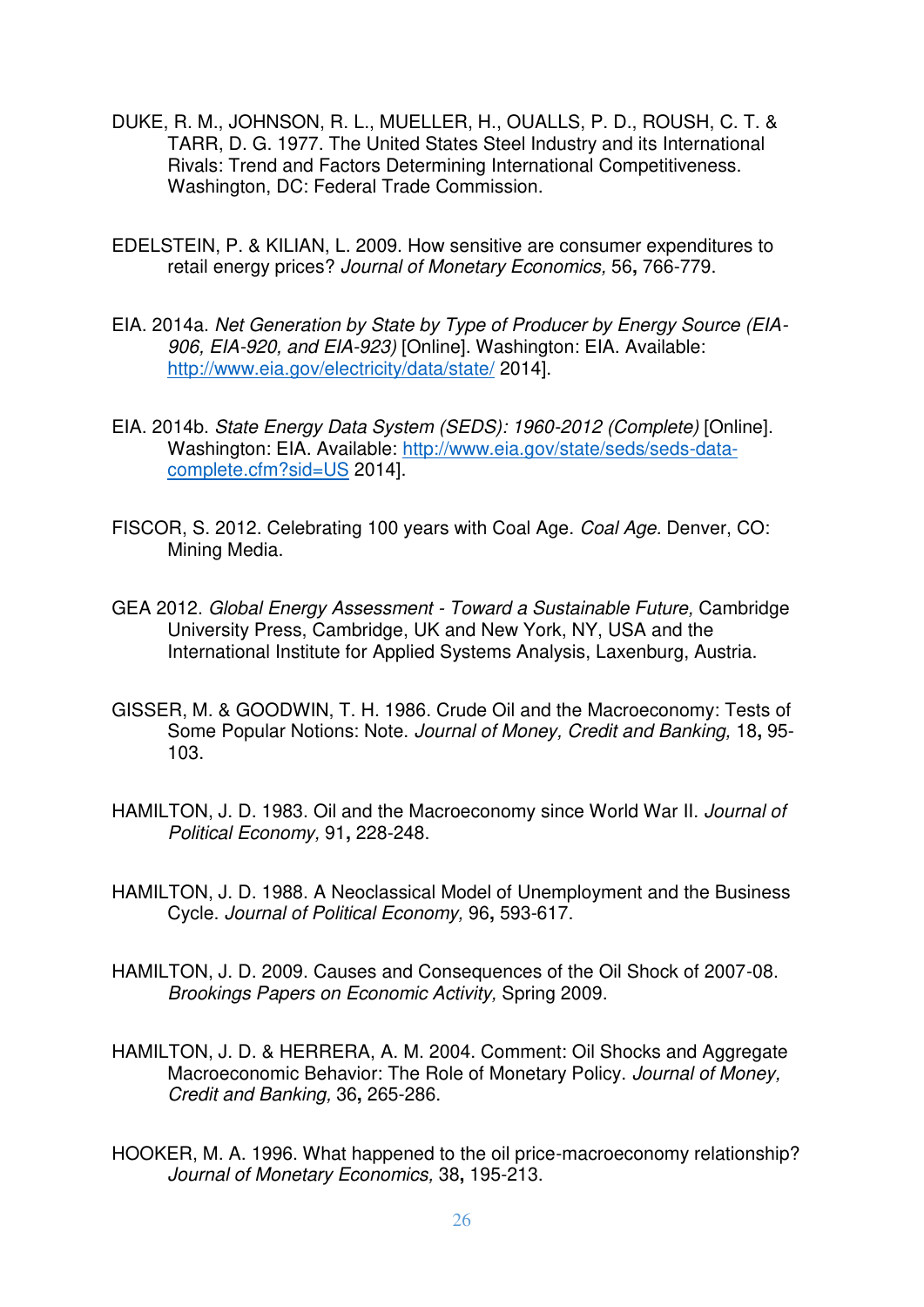DUKE, R. M., JOHNSON, R. L., MUELLER, H., QUALLS, P. D., ROUSH, C. T. & TARR, D. G. 1977. The United States Steel Industry and its International Rivals: Trend and Factors Determining International Competitiveness. Washington, DC: Federal Trade Commission.

EDELSTEIN, P. & KILIAN, L. 2009. How sensitive are consumer expenditures to retail energy prices? *Journal of Monetary Economics,* 56**,** 766-779.

EIA. 2014a. *Net Generation by State by Type of Producer by Energy Source (EIA-906, EIA-920, and EIA-923)* [Online]. Washington: EIA. Available: http://www.eia.gov/electricity/data/state/ 2014].

EIA. 2014b. *State Energy Data System (SEDS): 1960-2012 (Complete)* [Online]. Washington: EIA. Available: http://www.eia.gov/state/seds/seds-data-complete.cfm?sid=US 2014].

FISCOR, S. 2012. Celebrating 100 years with Coal Age. *Coal Age.* Denver, CO: Mining Media.

GEA 2012. *Global Energy Assessment - Toward a Sustainable Future,* Cambridge University Press, Cambridge, UK and New York, NY, USA and the International Institute for Applied Systems Analysis, Laxenburg, Austria.

GISSER, M. & GOODWIN, T. H. 1986. Crude Oil and the Macroeconomy: Tests of Some Popular Notions: Note. *Journal of Money, Credit and Banking,* 18**,** 95-103.

HAMILTON, J. D. 1983. Oil and the Macroeconomy since World War II. *Journal of Political Economy,* 91**,** 228-248.

HAMILTON, J. D. 1988. A Neoclassical Model of Unemployment and the Business Cycle. *Journal of Political Economy,* 96**,** 593-617.

HAMILTON, J. D. 2009. Causes and Consequences of the Oil Shock of 2007-08. *Brookings Papers on Economic Activity,* Spring 2009.

HAMILTON, J. D. & HERRERA, A. M. 2004. Comment: Oil Shocks and Aggregate Macroeconomic Behavior: The Role of Monetary Policy. *Journal of Money, Credit and Banking,* 36**,** 265-286.

HOOKER, M. A. 1996. What happened to the oil price-macroeconomy relationship? *Journal of Monetary Economics,* 38**,** 195-213.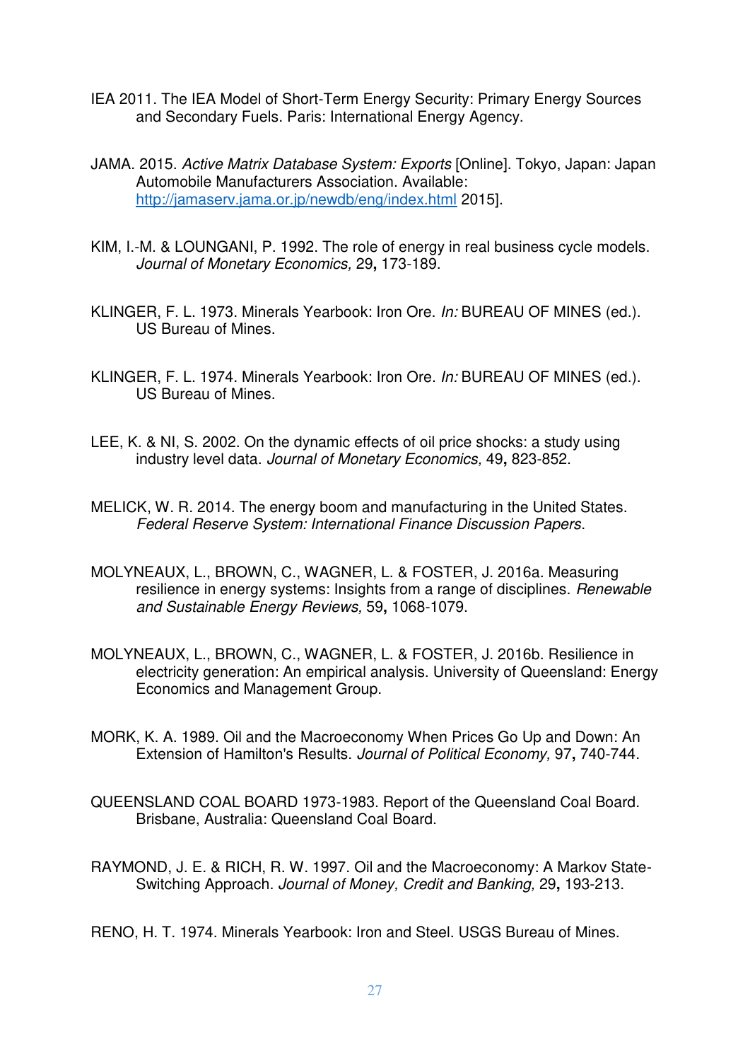IEA 2011. The IEA Model of Short-Term Energy Security: Primary Energy Sources and Secondary Fuels. Paris: International Energy Agency.

JAMA. 2015. *Active Matrix Database System: Exports* [Online]. Tokyo, Japan: Japan Automobile Manufacturers Association. Available: [http://jamaserv.jama.or.jp/newdb/eng/index.html](http://jamaserv.jama.or.jp/newdb/eng/index.html) 2015].

KIM, I.-M. & LOUNGANI, P. 1992. The role of energy in real business cycle models. *Journal of Monetary Economics,* 29**,** 173-189.

KLINGER, F. L. 1973. Minerals Yearbook: Iron Ore. *In:* BUREAU OF MINES (ed.). US Bureau of Mines.

KLINGER, F. L. 1974. Minerals Yearbook: Iron Ore. *In:* BUREAU OF MINES (ed.). US Bureau of Mines.

LEE, K. & NI, S. 2002. On the dynamic effects of oil price shocks: a study using industry level data. *Journal of Monetary Economics,* 49**,** 823-852.

MELICK, W. R. 2014. The energy boom and manufacturing in the United States. *Federal Reserve System: International Finance Discussion Papers*.

MOLYNEAUX, L., BROWN, C., WAGNER, L. & FOSTER, J. 2016a. Measuring resilience in energy systems: Insights from a range of disciplines. *Renewable and Sustainable Energy Reviews,* 59**,** 1068-1079.

MOLYNEAUX, L., BROWN, C., WAGNER, L. & FOSTER, J. 2016b. Resilience in electricity generation: An empirical analysis. University of Queensland: Energy Economics and Management Group.

MORK, K. A. 1989. Oil and the Macroeconomy When Prices Go Up and Down: An Extension of Hamilton's Results. *Journal of Political Economy,* 97**,** 740-744.

QUEENSLAND COAL BOARD 1973-1983. Report of the Queensland Coal Board. Brisbane, Australia: Queensland Coal Board.

RAYMOND, J. E. & RICH, R. W. 1997. Oil and the Macroeconomy: A Markov State-Switching Approach. *Journal of Money, Credit and Banking,* 29**,** 193-213.

RENO, H. T. 1974. Minerals Yearbook: Iron and Steel. USGS Bureau of Mines.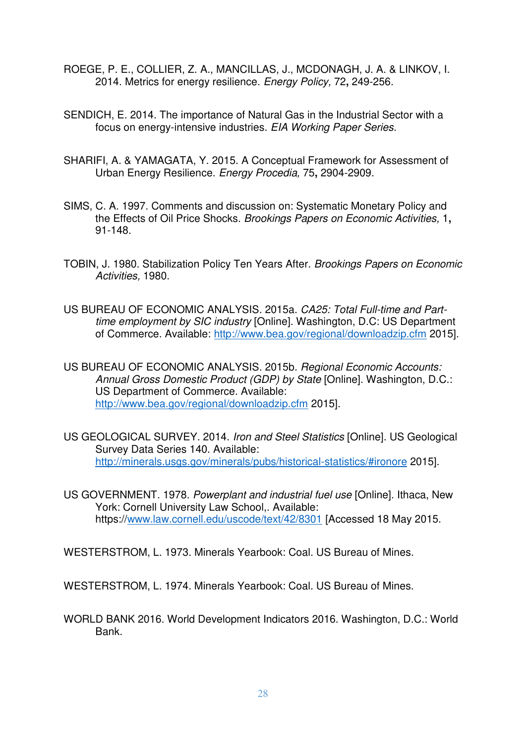ROEGE, P. E., COLLIER, Z. A., MANCILLAS, J., MCDONAGH, J. A. & LINKOV, I. 2014. Metrics for energy resilience. *Energy Policy,* 72**,** 249-256.

SENDICH, E. 2014. The importance of Natural Gas in the Industrial Sector with a focus on energy-intensive industries. *EIA Working Paper Series.*

SHARIFI, A. & YAMAGATA, Y. 2015. A Conceptual Framework for Assessment of Urban Energy Resilience. *Energy Procedia,* 75**,** 2904-2909.

SIMS, C. A. 1997. Comments and discussion on: Systematic Monetary Policy and the Effects of Oil Price Shocks. *Brookings Papers on Economic Activities,* 1**,** 91-148.

TOBIN, J. 1980. Stabilization Policy Ten Years After. *Brookings Papers on Economic Activities,* 1980.

US BUREAU OF ECONOMIC ANALYSIS. 2015a. *CA25: Total Full-time and Part-time employment by SIC industry* [Online]. Washington, D.C: US Department of Commerce. Available: http://www.bea.gov/regional/downloadzip.cfm 2015].

US BUREAU OF ECONOMIC ANALYSIS. 2015b. *Regional Economic Accounts: Annual Gross Domestic Product (GDP) by State* [Online]. Washington, D.C.: US Department of Commerce. Available: http://www.bea.gov/regional/downloadzip.cfm 2015].

US GEOLOGICAL SURVEY. 2014. *Iron and Steel Statistics* [Online]. US Geological Survey Data Series 140. Available: http://minerals.usgs.gov/minerals/pubs/historical-statistics/#ironore 2015].

US GOVERNMENT. 1978. *Powerplant and industrial fuel use* [Online]. Ithaca, New York: Cornell University Law School,. Available: https://www.law.cornell.edu/uscode/text/42/8301 [Accessed 18 May 2015.

WESTERSTROM, L. 1973. Minerals Yearbook: Coal. US Bureau of Mines.

WESTERSTROM, L. 1974. Minerals Yearbook: Coal. US Bureau of Mines.

WORLD BANK 2016. World Development Indicators 2016. Washington, D.C.: World Bank.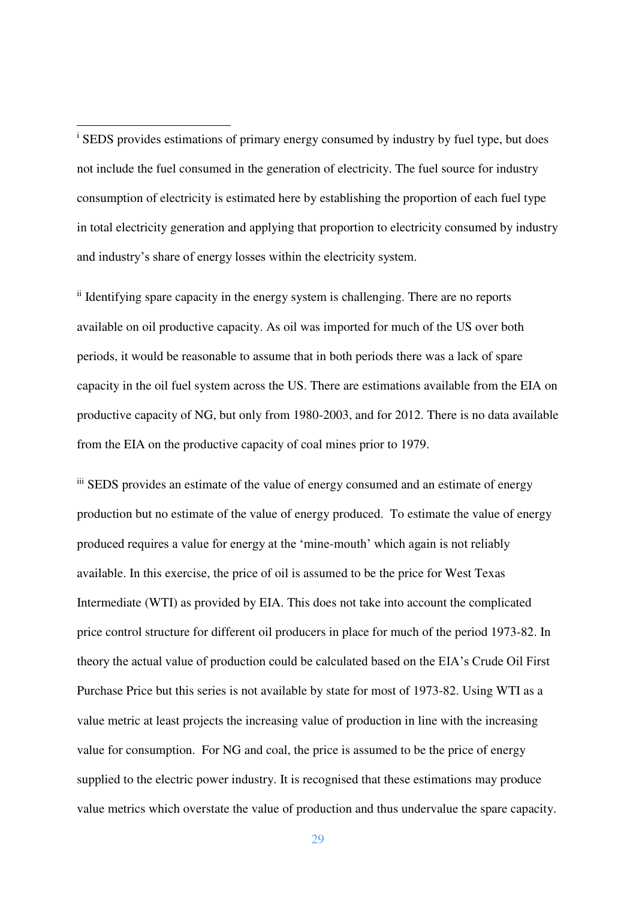[i] SEDS provides estimations of primary energy consumed by industry by fuel type, but does not include the fuel consumed in the generation of electricity. The fuel source for industry consumption of electricity is estimated here by establishing the proportion of each fuel type in total electricity generation and applying that proportion to electricity consumed by industry and industry's share of energy losses within the electricity system.

[ii] Identifying spare capacity in the energy system is challenging. There are no reports available on oil productive capacity. As oil was imported for much of the US over both periods, it would be reasonable to assume that in both periods there was a lack of spare capacity in the oil fuel system across the US. There are estimations available from the EIA on productive capacity of NG, but only from 1980-2003, and for 2012. There is no data available from the EIA on the productive capacity of coal mines prior to 1979.

[iii] SEDS provides an estimate of the value of energy consumed and an estimate of energy production but no estimate of the value of energy produced. To estimate the value of energy produced requires a value for energy at the 'mine-mouth' which again is not reliably available. In this exercise, the price of oil is assumed to be the price for West Texas Intermediate (WTI) as provided by EIA. This does not take into account the complicated price control structure for different oil producers in place for much of the period 1973-82. In theory the actual value of production could be calculated based on the EIA's Crude Oil First Purchase Price but this series is not available by state for most of 1973-82. Using WTI as a value metric at least projects the increasing value of production in line with the increasing value for consumption. For NG and coal, the price is assumed to be the price of energy supplied to the electric power industry. It is recognised that these estimations may produce value metrics which overstate the value of production and thus undervalue the spare capacity.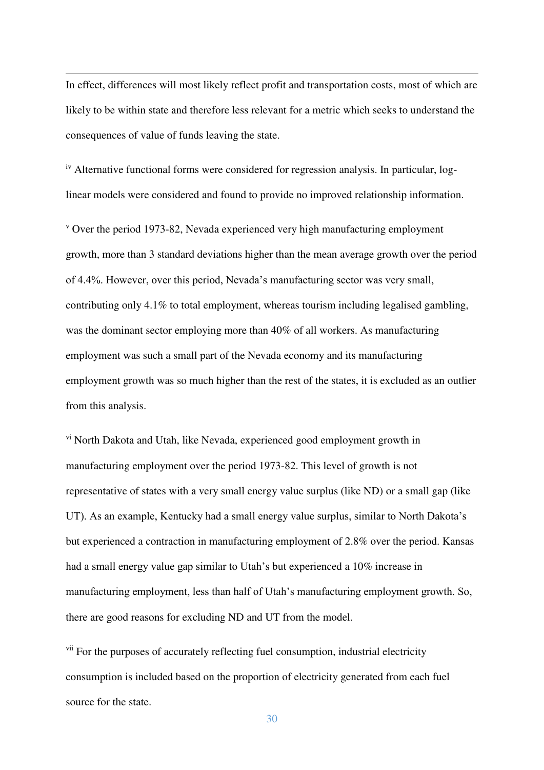In effect, differences will most likely reflect profit and transportation costs, most of which are likely to be within state and therefore less relevant for a metric which seeks to understand the consequences of value of funds leaving the state.

[iv] Alternative functional forms were considered for regression analysis. In particular, log-linear models were considered and found to provide no improved relationship information.

[v] Over the period 1973-82, Nevada experienced very high manufacturing employment growth, more than 3 standard deviations higher than the mean average growth over the period of 4.4%. However, over this period, Nevada's manufacturing sector was very small, contributing only 4.1% to total employment, whereas tourism including legalised gambling, was the dominant sector employing more than 40% of all workers. As manufacturing employment was such a small part of the Nevada economy and its manufacturing employment growth was so much higher than the rest of the states, it is excluded as an outlier from this analysis.

[vi] North Dakota and Utah, like Nevada, experienced good employment growth in manufacturing employment over the period 1973-82. This level of growth is not representative of states with a very small energy value surplus (like ND) or a small gap (like UT). As an example, Kentucky had a small energy value surplus, similar to North Dakota's but experienced a contraction in manufacturing employment of 2.8% over the period. Kansas had a small energy value gap similar to Utah's but experienced a 10% increase in manufacturing employment, less than half of Utah's manufacturing employment growth. So, there are good reasons for excluding ND and UT from the model.

[vii] For the purposes of accurately reflecting fuel consumption, industrial electricity consumption is included based on the proportion of electricity generated from each fuel source for the state.